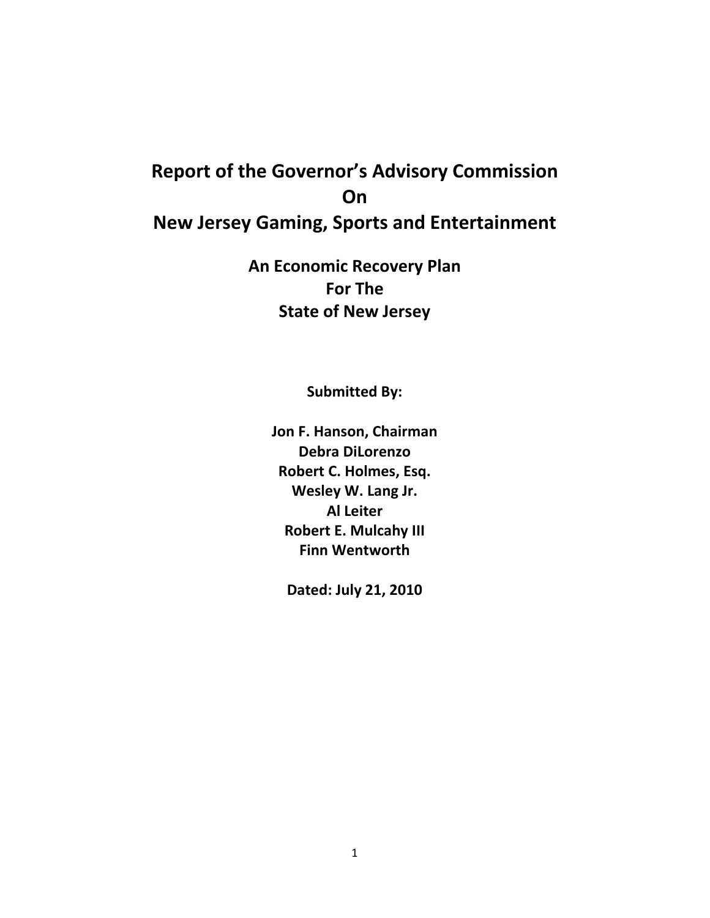# Report of the Governor's Advisory Commission On New Jersey Gaming, Sports and Entertainment

## An Economic Recovery Plan For The State of New Jersey

**Submitted By:**

**Jon F. Hanson, Chairman**
**Debra DiLorenzo**
**Robert C. Holmes, Esq.**
**Wesley W. Lang Jr.**
**Al Leiter**
**Robert E. Mulcahy III**
**Finn Wentworth**

**Dated: July 21, 2010**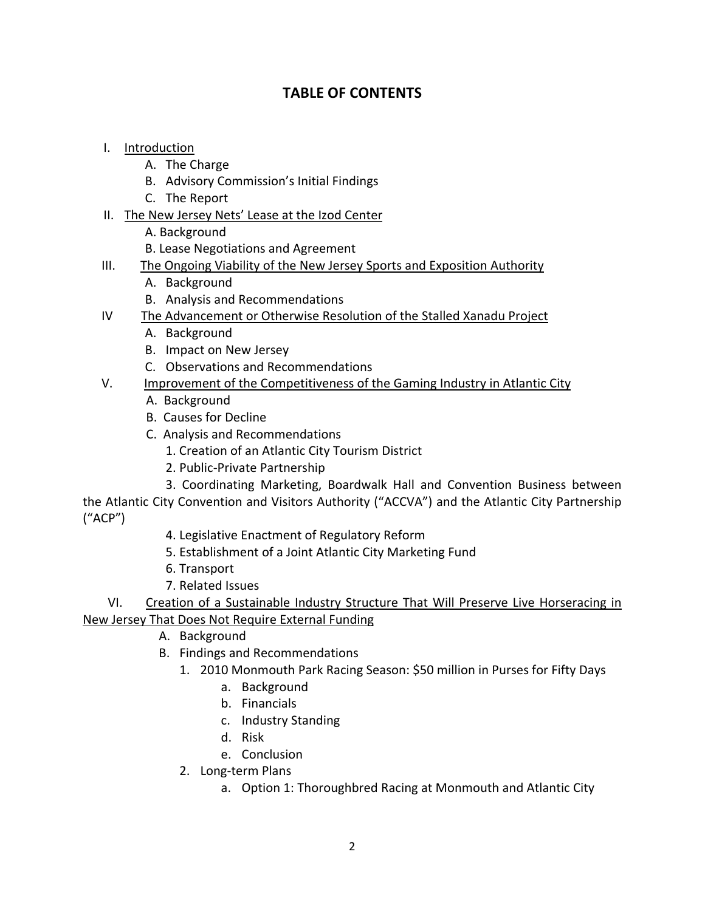# TABLE OF CONTENTS

I. Introduction
   - A. The Charge
   - B. Advisory Commission's Initial Findings
   - C. The Report

II. The New Jersey Nets' Lease at the Izod Center
   - A. Background
   - B. Lease Negotiations and Agreement

III. The Ongoing Viability of the New Jersey Sports and Exposition Authority
   - A. Background
   - B. Analysis and Recommendations

IV The Advancement or Otherwise Resolution of the Stalled Xanadu Project
   - A. Background
   - B. Impact on New Jersey
   - C. Observations and Recommendations

V. Improvement of the Competitiveness of the Gaming Industry in Atlantic City
   - A. Background
   - B. Causes for Decline
   - C. Analysis and Recommendations
     1. Creation of an Atlantic City Tourism District
     2. Public-Private Partnership
     3. Coordinating Marketing, Boardwalk Hall and Convention Business between the Atlantic City Convention and Visitors Authority ("ACCVA") and the Atlantic City Partnership ("ACP")
     4. Legislative Enactment of Regulatory Reform
     5. Establishment of a Joint Atlantic City Marketing Fund
     6. Transport
     7. Related Issues

VI. Creation of a Sustainable Industry Structure That Will Preserve Live Horseracing in New Jersey That Does Not Require External Funding
   - A. Background
   - B. Findings and Recommendations
     1. 2010 Monmouth Park Racing Season: $50 million in Purses for Fifty Days
        - a. Background
        - b. Financials
        - c. Industry Standing
        - d. Risk
        - e. Conclusion
     2. Long-term Plans
        - a. Option 1: Thoroughbred Racing at Monmouth and Atlantic City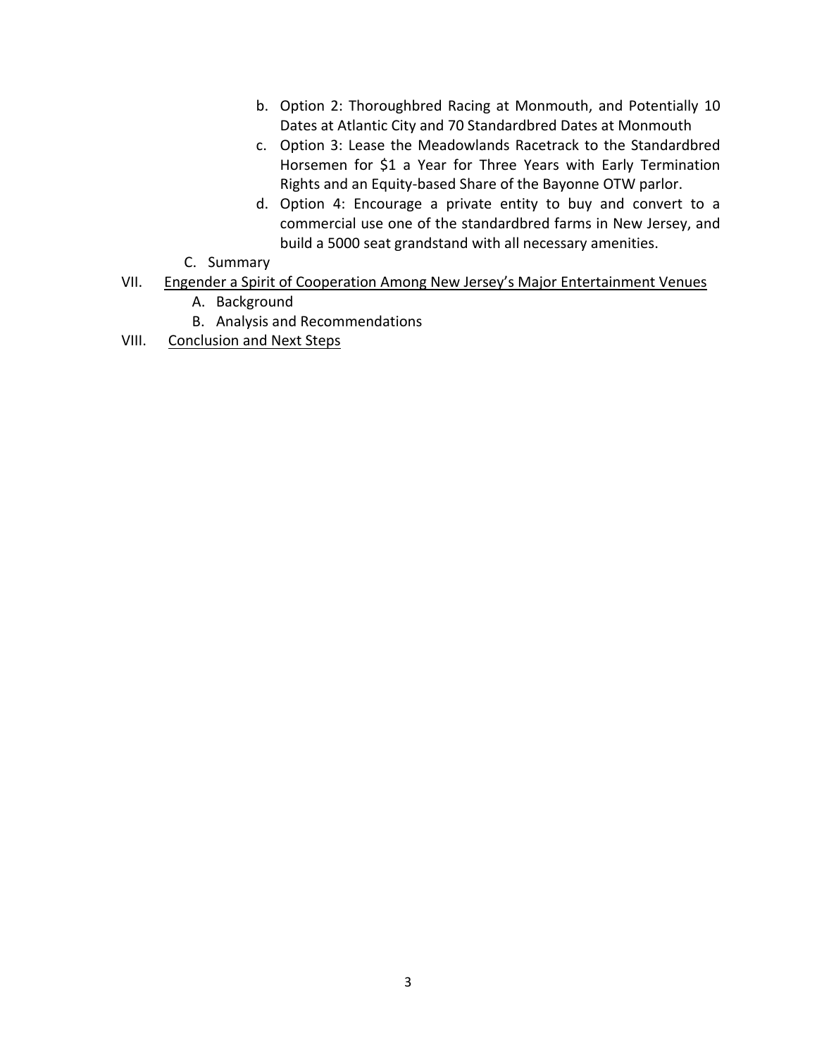- b. Option 2: Thoroughbred Racing at Monmouth, and Potentially 10 Dates at Atlantic City and 70 Standardbred Dates at Monmouth
   - c. Option 3: Lease the Meadowlands Racetrack to the Standardbred Horsemen for $1 a Year for Three Years with Early Termination Rights and an Equity-based Share of the Bayonne OTW parlor.
   - d. Option 4: Encourage a private entity to buy and convert to a commercial use one of the standardbred farms in New Jersey, and build a 5000 seat grandstand with all necessary amenities.

  C. Summary

VII. Engender a Spirit of Cooperation Among New Jersey's Major Entertainment Venues

  A. Background

  B. Analysis and Recommendations

VIII. Conclusion and Next Steps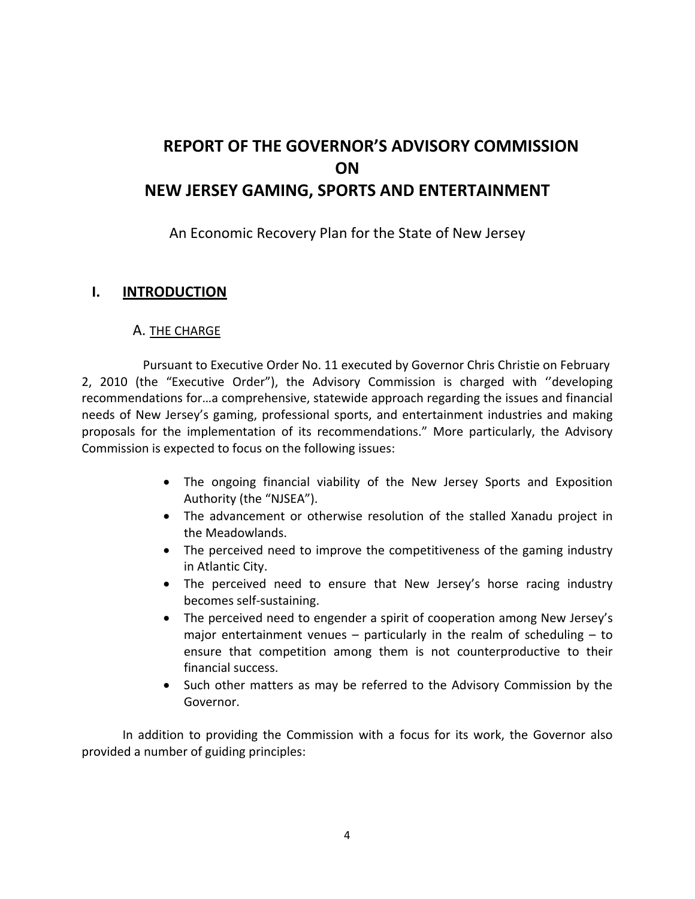# REPORT OF THE GOVERNOR'S ADVISORY COMMISSION ON NEW JERSEY GAMING, SPORTS AND ENTERTAINMENT

An Economic Recovery Plan for the State of New Jersey

## I. INTRODUCTION

### A. THE CHARGE

Pursuant to Executive Order No. 11 executed by Governor Chris Christie on February 2, 2010 (the "Executive Order"), the Advisory Commission is charged with ''developing recommendations for…a comprehensive, statewide approach regarding the issues and financial needs of New Jersey's gaming, professional sports, and entertainment industries and making proposals for the implementation of its recommendations." More particularly, the Advisory Commission is expected to focus on the following issues:

- The ongoing financial viability of the New Jersey Sports and Exposition Authority (the "NJSEA").
- The advancement or otherwise resolution of the stalled Xanadu project in the Meadowlands.
- The perceived need to improve the competitiveness of the gaming industry in Atlantic City.
- The perceived need to ensure that New Jersey's horse racing industry becomes self-sustaining.
- The perceived need to engender a spirit of cooperation among New Jersey's major entertainment venues – particularly in the realm of scheduling – to ensure that competition among them is not counterproductive to their financial success.
- Such other matters as may be referred to the Advisory Commission by the Governor.

In addition to providing the Commission with a focus for its work, the Governor also provided a number of guiding principles: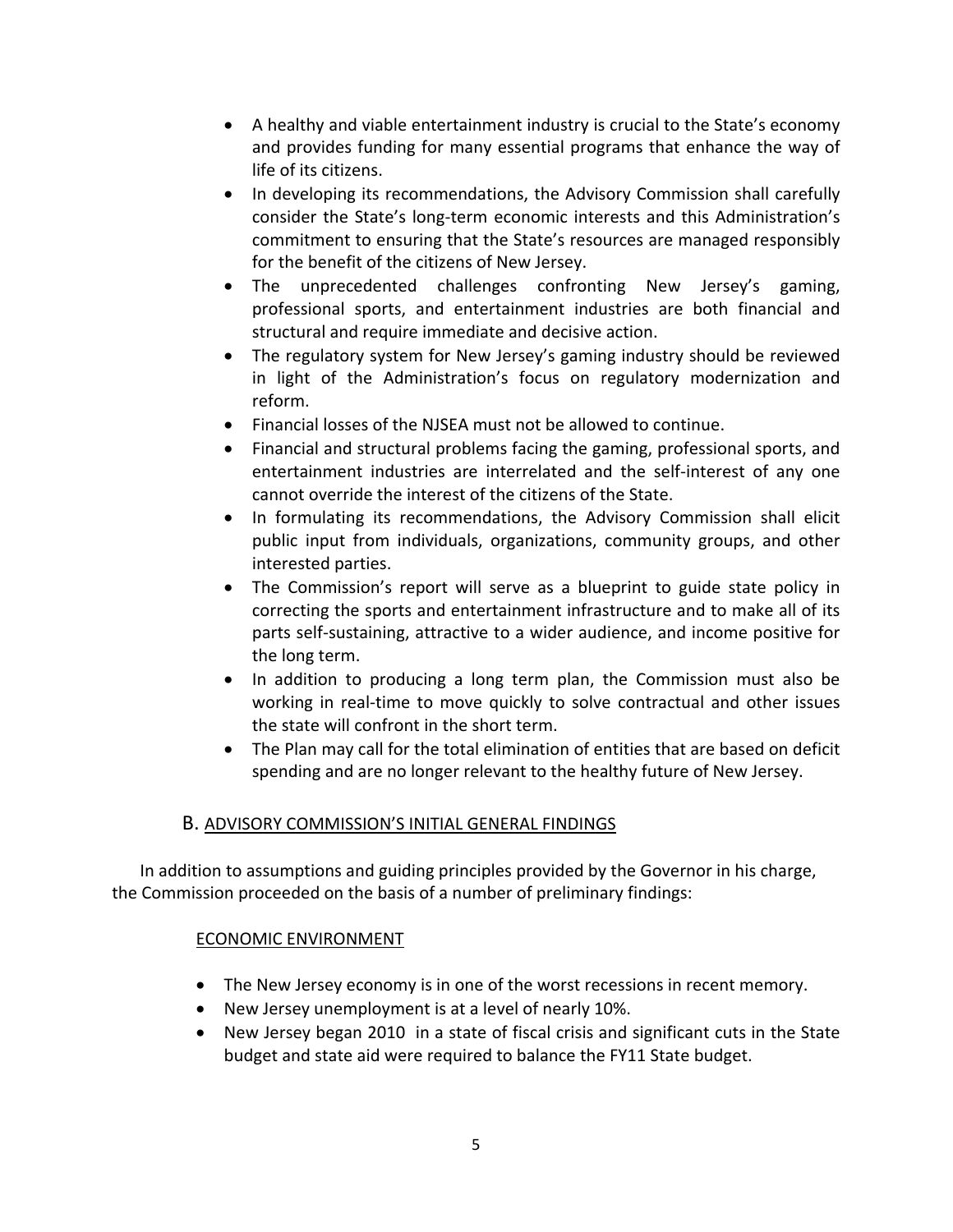- A healthy and viable entertainment industry is crucial to the State's economy and provides funding for many essential programs that enhance the way of life of its citizens.
- In developing its recommendations, the Advisory Commission shall carefully consider the State's long-term economic interests and this Administration's commitment to ensuring that the State's resources are managed responsibly for the benefit of the citizens of New Jersey.
- The unprecedented challenges confronting New Jersey's gaming, professional sports, and entertainment industries are both financial and structural and require immediate and decisive action.
- The regulatory system for New Jersey's gaming industry should be reviewed in light of the Administration's focus on regulatory modernization and reform.
- Financial losses of the NJSEA must not be allowed to continue.
- Financial and structural problems facing the gaming, professional sports, and entertainment industries are interrelated and the self-interest of any one cannot override the interest of the citizens of the State.
- In formulating its recommendations, the Advisory Commission shall elicit public input from individuals, organizations, community groups, and other interested parties.
- The Commission's report will serve as a blueprint to guide state policy in correcting the sports and entertainment infrastructure and to make all of its parts self-sustaining, attractive to a wider audience, and income positive for the long term.
- In addition to producing a long term plan, the Commission must also be working in real-time to move quickly to solve contractual and other issues the state will confront in the short term.
- The Plan may call for the total elimination of entities that are based on deficit spending and are no longer relevant to the healthy future of New Jersey.

## B. ADVISORY COMMISSION'S INITIAL GENERAL FINDINGS

In addition to assumptions and guiding principles provided by the Governor in his charge, the Commission proceeded on the basis of a number of preliminary findings:

### ECONOMIC ENVIRONMENT

- The New Jersey economy is in one of the worst recessions in recent memory.
- New Jersey unemployment is at a level of nearly 10%.
- New Jersey began 2010 in a state of fiscal crisis and significant cuts in the State budget and state aid were required to balance the FY11 State budget.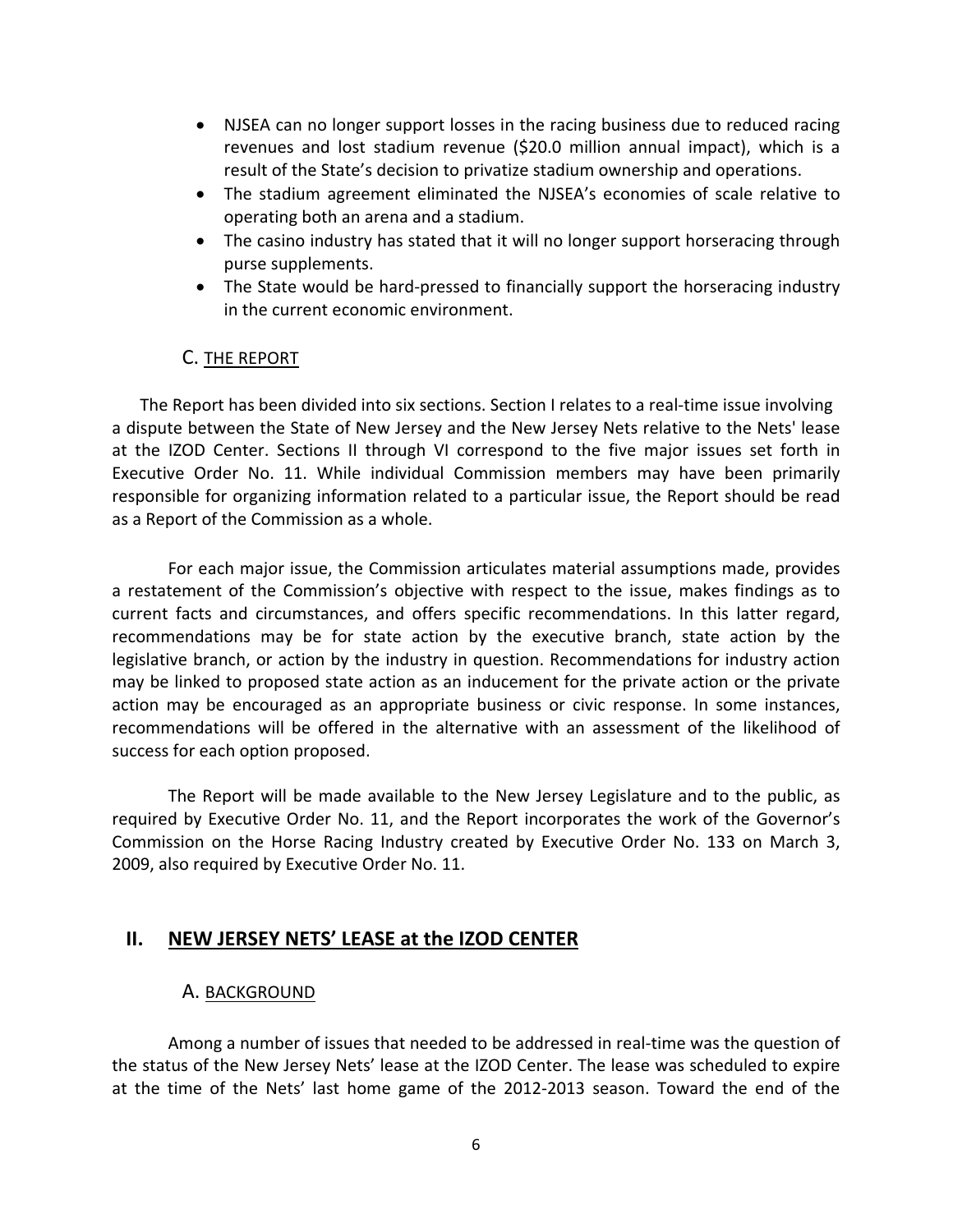- NJSEA can no longer support losses in the racing business due to reduced racing revenues and lost stadium revenue ($20.0 million annual impact), which is a result of the State's decision to privatize stadium ownership and operations.
- The stadium agreement eliminated the NJSEA's economies of scale relative to operating both an arena and a stadium.
- The casino industry has stated that it will no longer support horseracing through purse supplements.
- The State would be hard-pressed to financially support the horseracing industry in the current economic environment.

### C. THE REPORT

The Report has been divided into six sections. Section I relates to a real-time issue involving a dispute between the State of New Jersey and the New Jersey Nets relative to the Nets' lease at the IZOD Center. Sections II through VI correspond to the five major issues set forth in Executive Order No. 11. While individual Commission members may have been primarily responsible for organizing information related to a particular issue, the Report should be read as a Report of the Commission as a whole.

For each major issue, the Commission articulates material assumptions made, provides a restatement of the Commission's objective with respect to the issue, makes findings as to current facts and circumstances, and offers specific recommendations. In this latter regard, recommendations may be for state action by the executive branch, state action by the legislative branch, or action by the industry in question. Recommendations for industry action may be linked to proposed state action as an inducement for the private action or the private action may be encouraged as an appropriate business or civic response. In some instances, recommendations will be offered in the alternative with an assessment of the likelihood of success for each option proposed.

The Report will be made available to the New Jersey Legislature and to the public, as required by Executive Order No. 11, and the Report incorporates the work of the Governor's Commission on the Horse Racing Industry created by Executive Order No. 133 on March 3, 2009, also required by Executive Order No. 11.

## II. NEW JERSEY NETS' LEASE at the IZOD CENTER

### A. BACKGROUND

Among a number of issues that needed to be addressed in real-time was the question of the status of the New Jersey Nets' lease at the IZOD Center. The lease was scheduled to expire at the time of the Nets' last home game of the 2012-2013 season. Toward the end of the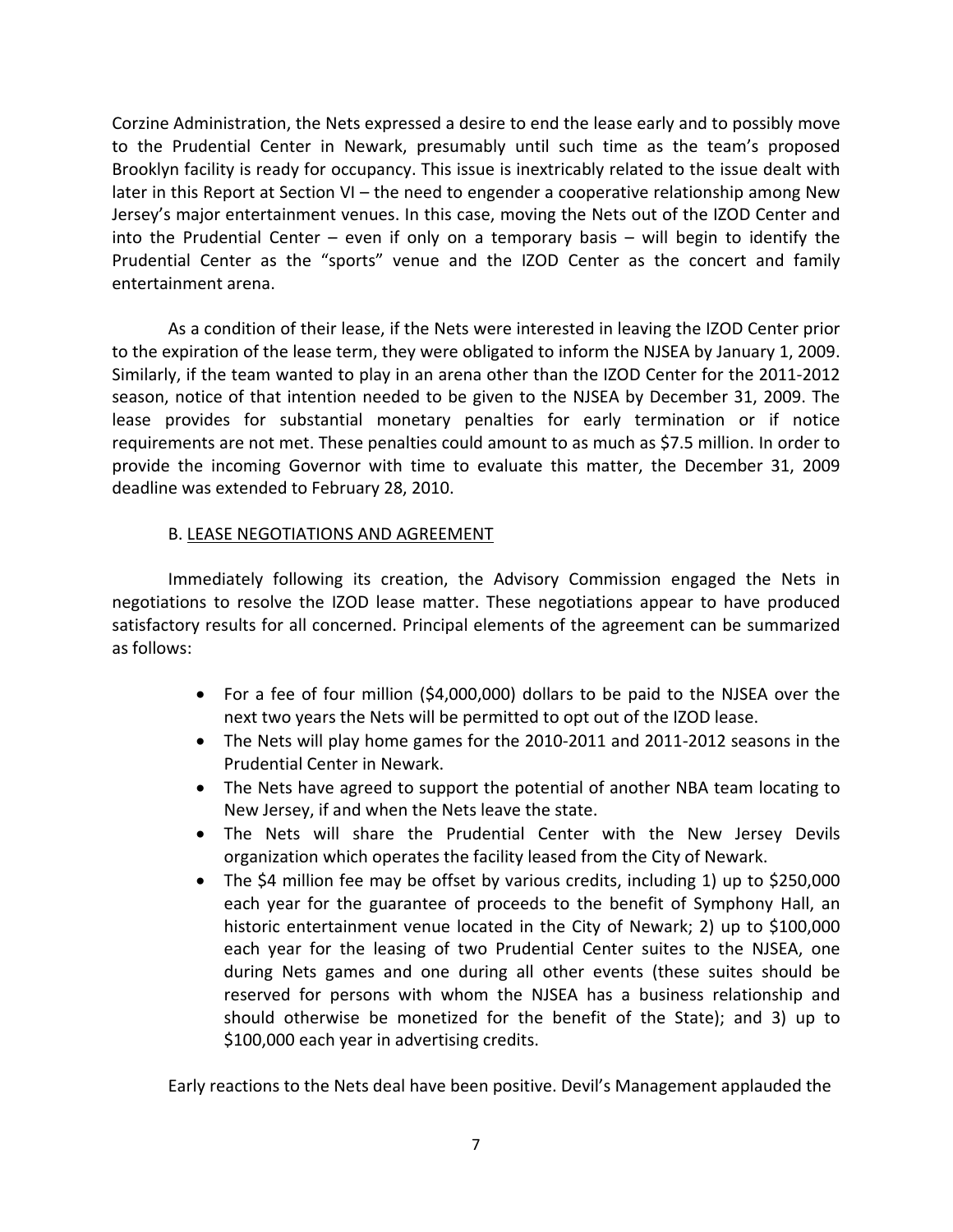Corzine Administration, the Nets expressed a desire to end the lease early and to possibly move to the Prudential Center in Newark, presumably until such time as the team's proposed Brooklyn facility is ready for occupancy. This issue is inextricably related to the issue dealt with later in this Report at Section VI – the need to engender a cooperative relationship among New Jersey's major entertainment venues. In this case, moving the Nets out of the IZOD Center and into the Prudential Center – even if only on a temporary basis – will begin to identify the Prudential Center as the "sports" venue and the IZOD Center as the concert and family entertainment arena.

As a condition of their lease, if the Nets were interested in leaving the IZOD Center prior to the expiration of the lease term, they were obligated to inform the NJSEA by January 1, 2009. Similarly, if the team wanted to play in an arena other than the IZOD Center for the 2011-2012 season, notice of that intention needed to be given to the NJSEA by December 31, 2009. The lease provides for substantial monetary penalties for early termination or if notice requirements are not met. These penalties could amount to as much as $7.5 million. In order to provide the incoming Governor with time to evaluate this matter, the December 31, 2009 deadline was extended to February 28, 2010.

### B. LEASE NEGOTIATIONS AND AGREEMENT

Immediately following its creation, the Advisory Commission engaged the Nets in negotiations to resolve the IZOD lease matter. These negotiations appear to have produced satisfactory results for all concerned. Principal elements of the agreement can be summarized as follows:

- For a fee of four million ($4,000,000) dollars to be paid to the NJSEA over the next two years the Nets will be permitted to opt out of the IZOD lease.
- The Nets will play home games for the 2010-2011 and 2011-2012 seasons in the Prudential Center in Newark.
- The Nets have agreed to support the potential of another NBA team locating to New Jersey, if and when the Nets leave the state.
- The Nets will share the Prudential Center with the New Jersey Devils organization which operates the facility leased from the City of Newark.
- The $4 million fee may be offset by various credits, including 1) up to $250,000 each year for the guarantee of proceeds to the benefit of Symphony Hall, an historic entertainment venue located in the City of Newark; 2) up to $100,000 each year for the leasing of two Prudential Center suites to the NJSEA, one during Nets games and one during all other events (these suites should be reserved for persons with whom the NJSEA has a business relationship and should otherwise be monetized for the benefit of the State); and 3) up to $100,000 each year in advertising credits.

Early reactions to the Nets deal have been positive. Devil's Management applauded the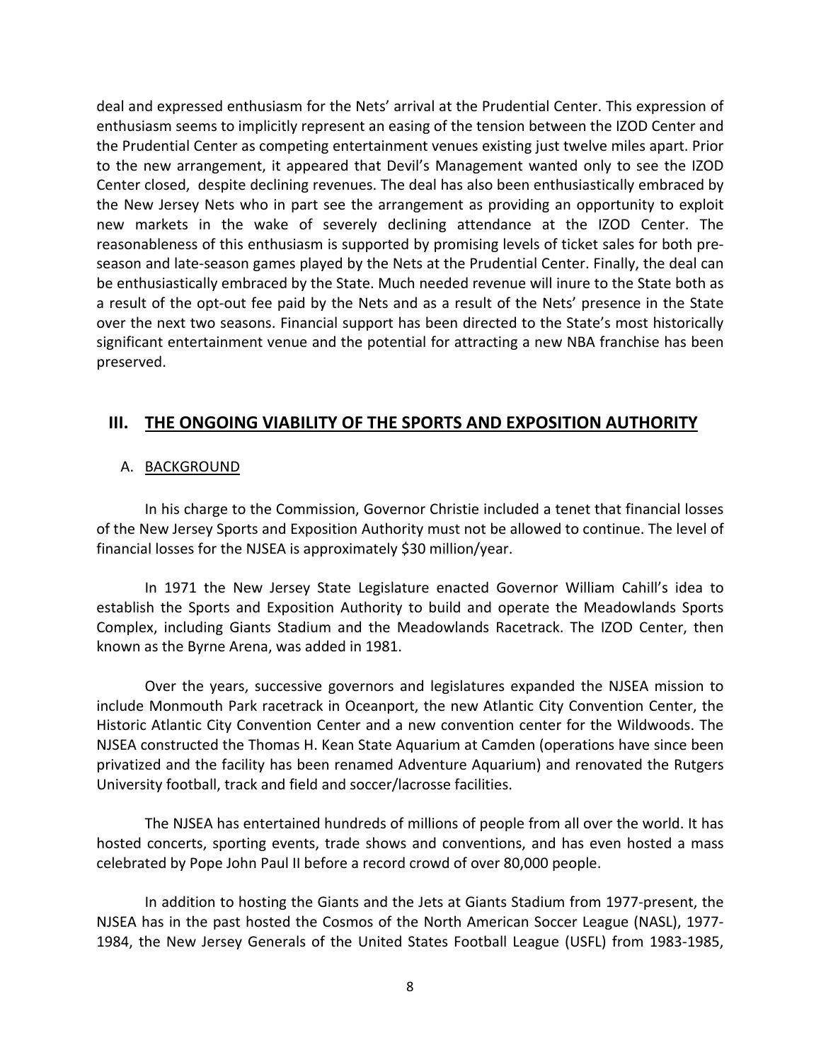deal and expressed enthusiasm for the Nets' arrival at the Prudential Center. This expression of enthusiasm seems to implicitly represent an easing of the tension between the IZOD Center and the Prudential Center as competing entertainment venues existing just twelve miles apart. Prior to the new arrangement, it appeared that Devil's Management wanted only to see the IZOD Center closed, despite declining revenues. The deal has also been enthusiastically embraced by the New Jersey Nets who in part see the arrangement as providing an opportunity to exploit new markets in the wake of severely declining attendance at the IZOD Center. The reasonableness of this enthusiasm is supported by promising levels of ticket sales for both pre-season and late-season games played by the Nets at the Prudential Center. Finally, the deal can be enthusiastically embraced by the State. Much needed revenue will inure to the State both as a result of the opt-out fee paid by the Nets and as a result of the Nets' presence in the State over the next two seasons. Financial support has been directed to the State's most historically significant entertainment venue and the potential for attracting a new NBA franchise has been preserved.

## III. THE ONGOING VIABILITY OF THE SPORTS AND EXPOSITION AUTHORITY

### A. BACKGROUND

In his charge to the Commission, Governor Christie included a tenet that financial losses of the New Jersey Sports and Exposition Authority must not be allowed to continue. The level of financial losses for the NJSEA is approximately $30 million/year.

In 1971 the New Jersey State Legislature enacted Governor William Cahill's idea to establish the Sports and Exposition Authority to build and operate the Meadowlands Sports Complex, including Giants Stadium and the Meadowlands Racetrack. The IZOD Center, then known as the Byrne Arena, was added in 1981.

Over the years, successive governors and legislatures expanded the NJSEA mission to include Monmouth Park racetrack in Oceanport, the new Atlantic City Convention Center, the Historic Atlantic City Convention Center and a new convention center for the Wildwoods. The NJSEA constructed the Thomas H. Kean State Aquarium at Camden (operations have since been privatized and the facility has been renamed Adventure Aquarium) and renovated the Rutgers University football, track and field and soccer/lacrosse facilities.

The NJSEA has entertained hundreds of millions of people from all over the world. It has hosted concerts, sporting events, trade shows and conventions, and has even hosted a mass celebrated by Pope John Paul II before a record crowd of over 80,000 people.

In addition to hosting the Giants and the Jets at Giants Stadium from 1977-present, the NJSEA has in the past hosted the Cosmos of the North American Soccer League (NASL), 1977-1984, the New Jersey Generals of the United States Football League (USFL) from 1983-1985,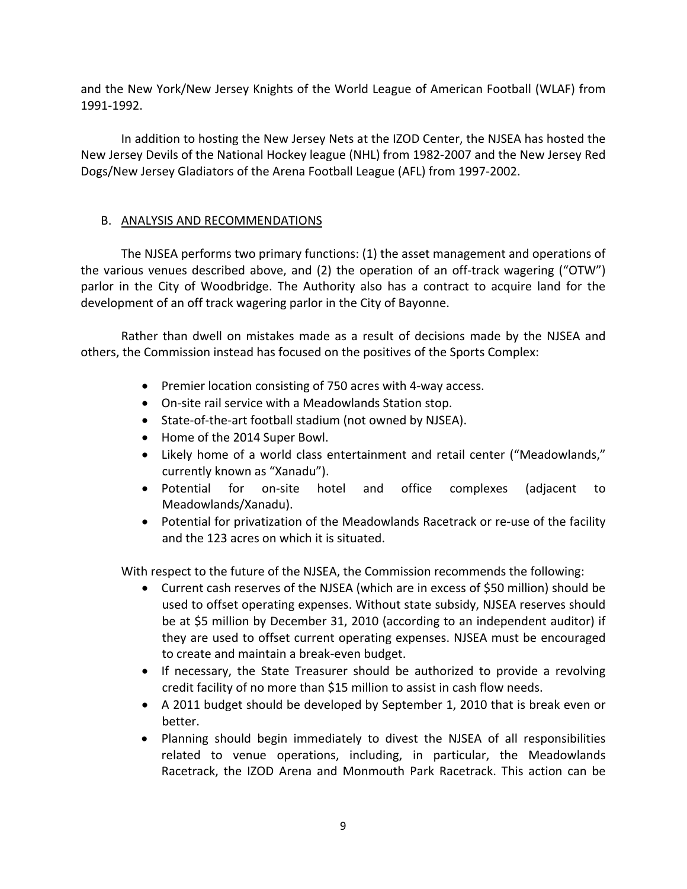and the New York/New Jersey Knights of the World League of American Football (WLAF) from 1991-1992.

In addition to hosting the New Jersey Nets at the IZOD Center, the NJSEA has hosted the New Jersey Devils of the National Hockey league (NHL) from 1982-2007 and the New Jersey Red Dogs/New Jersey Gladiators of the Arena Football League (AFL) from 1997-2002.

## B. ANALYSIS AND RECOMMENDATIONS

The NJSEA performs two primary functions: (1) the asset management and operations of the various venues described above, and (2) the operation of an off-track wagering ("OTW") parlor in the City of Woodbridge. The Authority also has a contract to acquire land for the development of an off track wagering parlor in the City of Bayonne.

Rather than dwell on mistakes made as a result of decisions made by the NJSEA and others, the Commission instead has focused on the positives of the Sports Complex:

- Premier location consisting of 750 acres with 4-way access.
- On-site rail service with a Meadowlands Station stop.
- State-of-the-art football stadium (not owned by NJSEA).
- Home of the 2014 Super Bowl.
- Likely home of a world class entertainment and retail center ("Meadowlands," currently known as "Xanadu").
- Potential for on-site hotel and office complexes (adjacent to Meadowlands/Xanadu).
- Potential for privatization of the Meadowlands Racetrack or re-use of the facility and the 123 acres on which it is situated.

With respect to the future of the NJSEA, the Commission recommends the following:

- Current cash reserves of the NJSEA (which are in excess of $50 million) should be used to offset operating expenses. Without state subsidy, NJSEA reserves should be at $5 million by December 31, 2010 (according to an independent auditor) if they are used to offset current operating expenses. NJSEA must be encouraged to create and maintain a break-even budget.
- If necessary, the State Treasurer should be authorized to provide a revolving credit facility of no more than $15 million to assist in cash flow needs.
- A 2011 budget should be developed by September 1, 2010 that is break even or better.
- Planning should begin immediately to divest the NJSEA of all responsibilities related to venue operations, including, in particular, the Meadowlands Racetrack, the IZOD Arena and Monmouth Park Racetrack. This action can be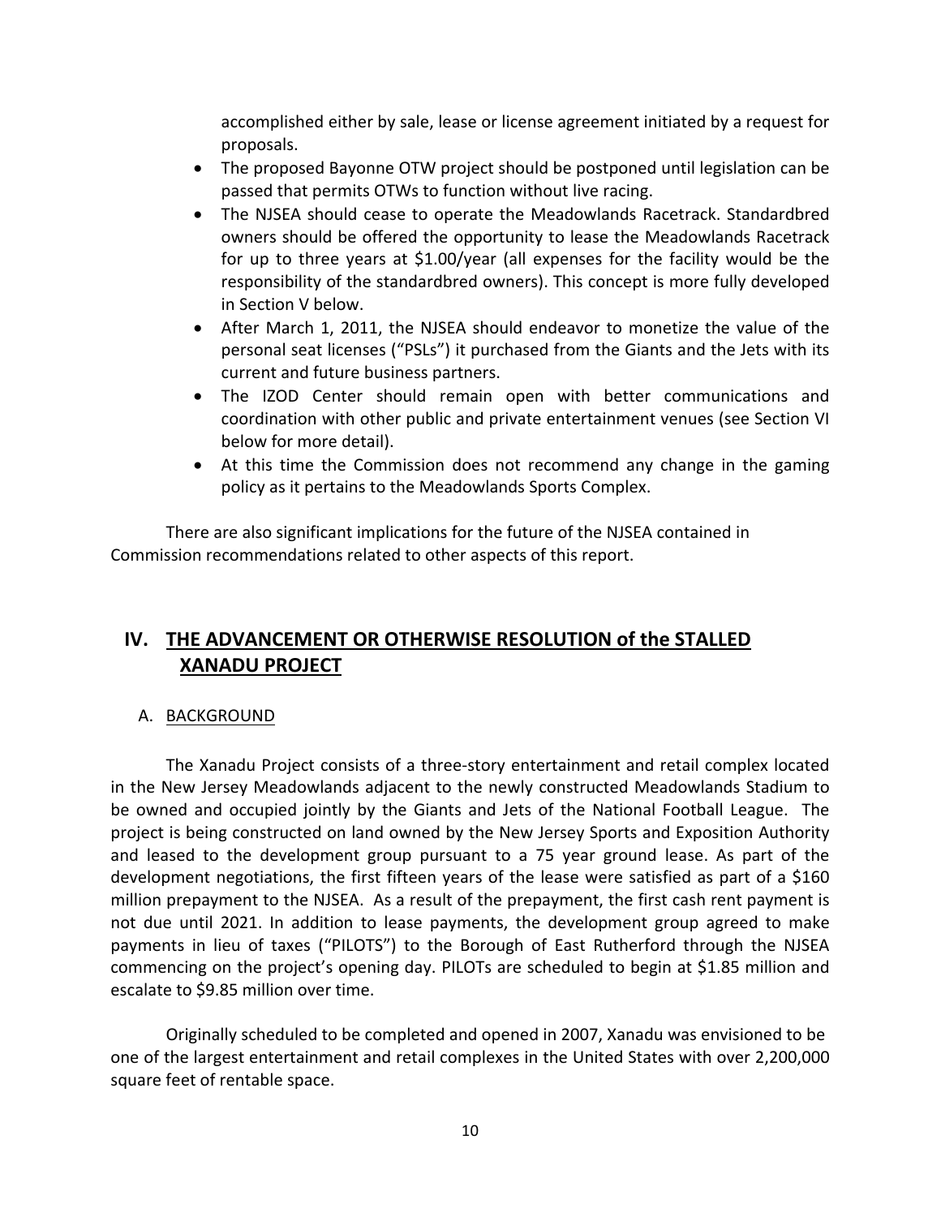accomplished either by sale, lease or license agreement initiated by a request for proposals.

- The proposed Bayonne OTW project should be postponed until legislation can be passed that permits OTWs to function without live racing.
- The NJSEA should cease to operate the Meadowlands Racetrack. Standardbred owners should be offered the opportunity to lease the Meadowlands Racetrack for up to three years at $1.00/year (all expenses for the facility would be the responsibility of the standardbred owners). This concept is more fully developed in Section V below.
- After March 1, 2011, the NJSEA should endeavor to monetize the value of the personal seat licenses ("PSLs") it purchased from the Giants and the Jets with its current and future business partners.
- The IZOD Center should remain open with better communications and coordination with other public and private entertainment venues (see Section VI below for more detail).
- At this time the Commission does not recommend any change in the gaming policy as it pertains to the Meadowlands Sports Complex.

There are also significant implications for the future of the NJSEA contained in Commission recommendations related to other aspects of this report.

## IV. THE ADVANCEMENT OR OTHERWISE RESOLUTION of the STALLED XANADU PROJECT

### A. BACKGROUND

The Xanadu Project consists of a three-story entertainment and retail complex located in the New Jersey Meadowlands adjacent to the newly constructed Meadowlands Stadium to be owned and occupied jointly by the Giants and Jets of the National Football League. The project is being constructed on land owned by the New Jersey Sports and Exposition Authority and leased to the development group pursuant to a 75 year ground lease. As part of the development negotiations, the first fifteen years of the lease were satisfied as part of a $160 million prepayment to the NJSEA. As a result of the prepayment, the first cash rent payment is not due until 2021. In addition to lease payments, the development group agreed to make payments in lieu of taxes ("PILOTS") to the Borough of East Rutherford through the NJSEA commencing on the project's opening day. PILOTs are scheduled to begin at $1.85 million and escalate to $9.85 million over time.

Originally scheduled to be completed and opened in 2007, Xanadu was envisioned to be one of the largest entertainment and retail complexes in the United States with over 2,200,000 square feet of rentable space.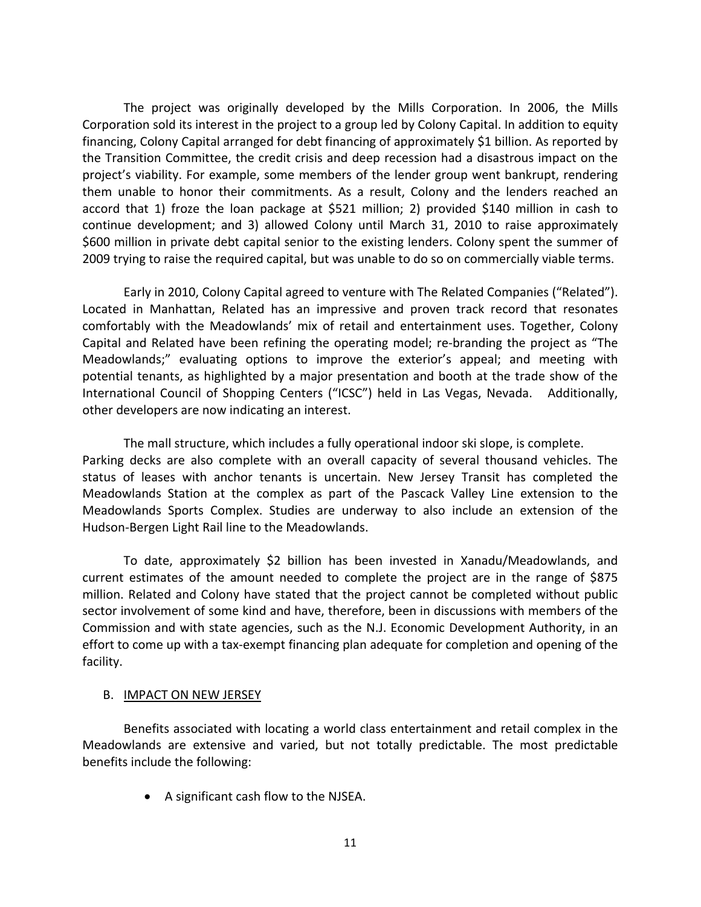The project was originally developed by the Mills Corporation. In 2006, the Mills Corporation sold its interest in the project to a group led by Colony Capital. In addition to equity financing, Colony Capital arranged for debt financing of approximately $1 billion. As reported by the Transition Committee, the credit crisis and deep recession had a disastrous impact on the project's viability. For example, some members of the lender group went bankrupt, rendering them unable to honor their commitments. As a result, Colony and the lenders reached an accord that 1) froze the loan package at $521 million; 2) provided $140 million in cash to continue development; and 3) allowed Colony until March 31, 2010 to raise approximately $600 million in private debt capital senior to the existing lenders. Colony spent the summer of 2009 trying to raise the required capital, but was unable to do so on commercially viable terms.

Early in 2010, Colony Capital agreed to venture with The Related Companies ("Related"). Located in Manhattan, Related has an impressive and proven track record that resonates comfortably with the Meadowlands' mix of retail and entertainment uses. Together, Colony Capital and Related have been refining the operating model; re-branding the project as "The Meadowlands;" evaluating options to improve the exterior's appeal; and meeting with potential tenants, as highlighted by a major presentation and booth at the trade show of the International Council of Shopping Centers ("ICSC") held in Las Vegas, Nevada. Additionally, other developers are now indicating an interest.

The mall structure, which includes a fully operational indoor ski slope, is complete. Parking decks are also complete with an overall capacity of several thousand vehicles. The status of leases with anchor tenants is uncertain. New Jersey Transit has completed the Meadowlands Station at the complex as part of the Pascack Valley Line extension to the Meadowlands Sports Complex. Studies are underway to also include an extension of the Hudson-Bergen Light Rail line to the Meadowlands.

To date, approximately $2 billion has been invested in Xanadu/Meadowlands, and current estimates of the amount needed to complete the project are in the range of $875 million. Related and Colony have stated that the project cannot be completed without public sector involvement of some kind and have, therefore, been in discussions with members of the Commission and with state agencies, such as the N.J. Economic Development Authority, in an effort to come up with a tax-exempt financing plan adequate for completion and opening of the facility.

B. <u>IMPACT ON NEW JERSEY</u>

Benefits associated with locating a world class entertainment and retail complex in the Meadowlands are extensive and varied, but not totally predictable. The most predictable benefits include the following:

- A significant cash flow to the NJSEA.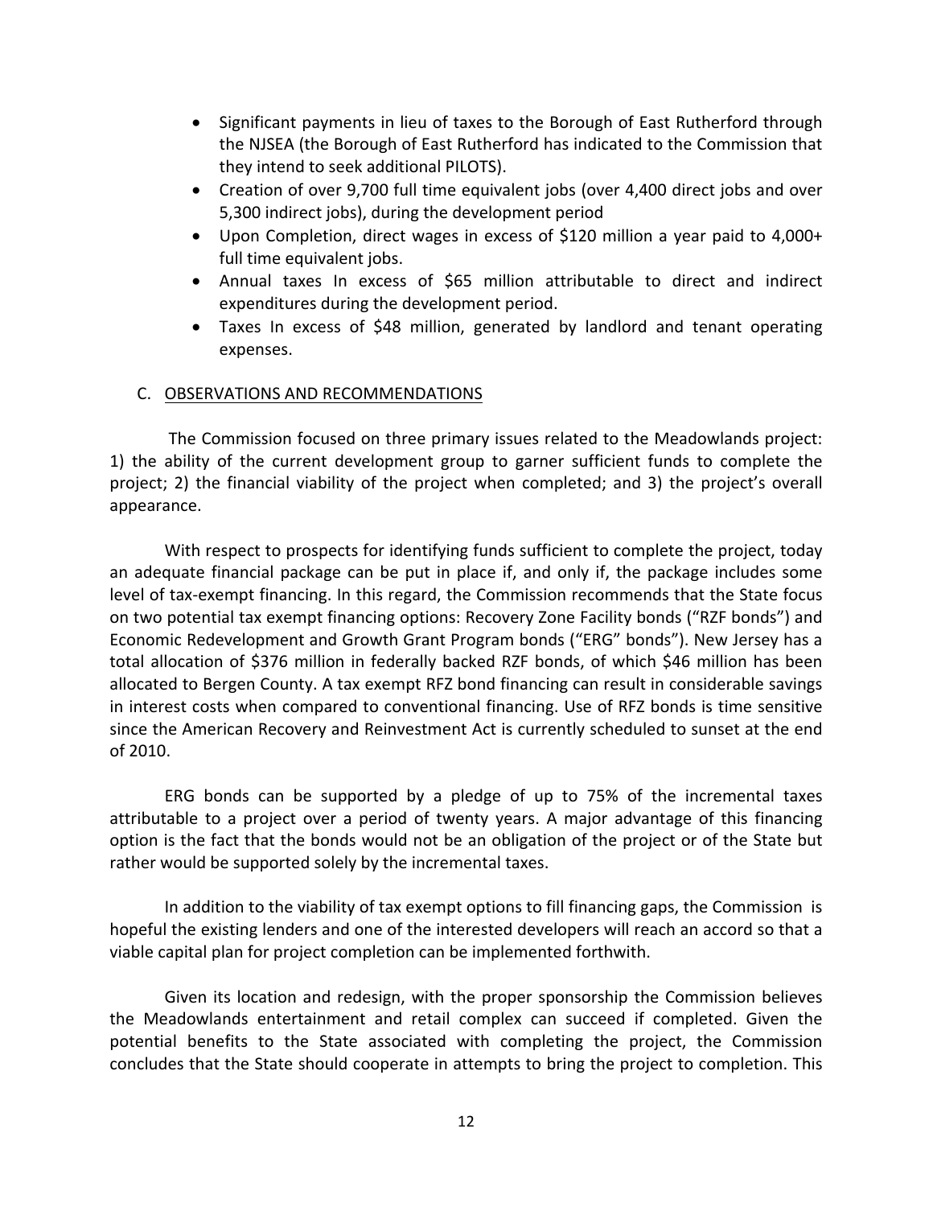- Significant payments in lieu of taxes to the Borough of East Rutherford through the NJSEA (the Borough of East Rutherford has indicated to the Commission that they intend to seek additional PILOTS).
- Creation of over 9,700 full time equivalent jobs (over 4,400 direct jobs and over 5,300 indirect jobs), during the development period
- Upon Completion, direct wages in excess of $120 million a year paid to 4,000+ full time equivalent jobs.
- Annual taxes In excess of $65 million attributable to direct and indirect expenditures during the development period.
- Taxes In excess of $48 million, generated by landlord and tenant operating expenses.

### C. OBSERVATIONS AND RECOMMENDATIONS

The Commission focused on three primary issues related to the Meadowlands project: 1) the ability of the current development group to garner sufficient funds to complete the project; 2) the financial viability of the project when completed; and 3) the project's overall appearance.

With respect to prospects for identifying funds sufficient to complete the project, today an adequate financial package can be put in place if, and only if, the package includes some level of tax-exempt financing. In this regard, the Commission recommends that the State focus on two potential tax exempt financing options: Recovery Zone Facility bonds ("RZF bonds") and Economic Redevelopment and Growth Grant Program bonds ("ERG" bonds"). New Jersey has a total allocation of $376 million in federally backed RZF bonds, of which $46 million has been allocated to Bergen County. A tax exempt RFZ bond financing can result in considerable savings in interest costs when compared to conventional financing. Use of RFZ bonds is time sensitive since the American Recovery and Reinvestment Act is currently scheduled to sunset at the end of 2010.

ERG bonds can be supported by a pledge of up to 75% of the incremental taxes attributable to a project over a period of twenty years. A major advantage of this financing option is the fact that the bonds would not be an obligation of the project or of the State but rather would be supported solely by the incremental taxes.

In addition to the viability of tax exempt options to fill financing gaps, the Commission is hopeful the existing lenders and one of the interested developers will reach an accord so that a viable capital plan for project completion can be implemented forthwith.

Given its location and redesign, with the proper sponsorship the Commission believes the Meadowlands entertainment and retail complex can succeed if completed. Given the potential benefits to the State associated with completing the project, the Commission concludes that the State should cooperate in attempts to bring the project to completion. This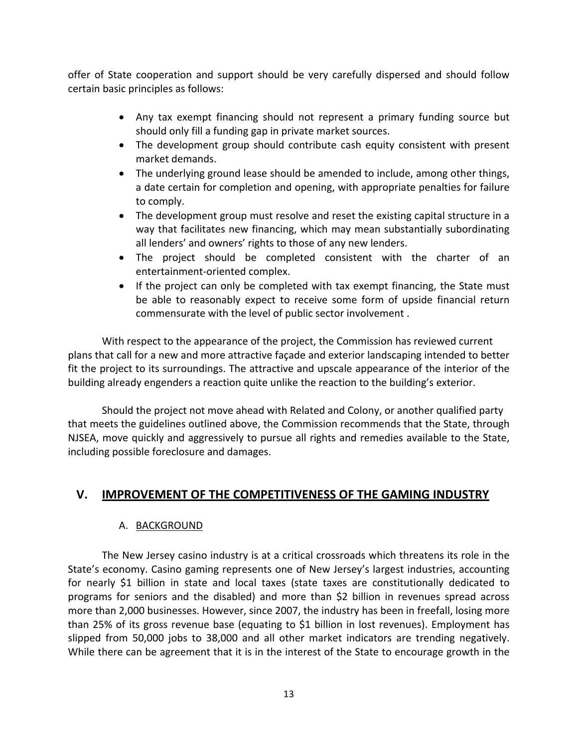offer of State cooperation and support should be very carefully dispersed and should follow certain basic principles as follows:

- Any tax exempt financing should not represent a primary funding source but should only fill a funding gap in private market sources.
- The development group should contribute cash equity consistent with present market demands.
- The underlying ground lease should be amended to include, among other things, a date certain for completion and opening, with appropriate penalties for failure to comply.
- The development group must resolve and reset the existing capital structure in a way that facilitates new financing, which may mean substantially subordinating all lenders' and owners' rights to those of any new lenders.
- The project should be completed consistent with the charter of an entertainment-oriented complex.
- If the project can only be completed with tax exempt financing, the State must be able to reasonably expect to receive some form of upside financial return commensurate with the level of public sector involvement .

With respect to the appearance of the project, the Commission has reviewed current plans that call for a new and more attractive façade and exterior landscaping intended to better fit the project to its surroundings. The attractive and upscale appearance of the interior of the building already engenders a reaction quite unlike the reaction to the building's exterior.

Should the project not move ahead with Related and Colony, or another qualified party that meets the guidelines outlined above, the Commission recommends that the State, through NJSEA, move quickly and aggressively to pursue all rights and remedies available to the State, including possible foreclosure and damages.

## V. IMPROVEMENT OF THE COMPETITIVENESS OF THE GAMING INDUSTRY

### A. BACKGROUND

The New Jersey casino industry is at a critical crossroads which threatens its role in the State's economy. Casino gaming represents one of New Jersey's largest industries, accounting for nearly $1 billion in state and local taxes (state taxes are constitutionally dedicated to programs for seniors and the disabled) and more than $2 billion in revenues spread across more than 2,000 businesses. However, since 2007, the industry has been in freefall, losing more than 25% of its gross revenue base (equating to $1 billion in lost revenues). Employment has slipped from 50,000 jobs to 38,000 and all other market indicators are trending negatively. While there can be agreement that it is in the interest of the State to encourage growth in the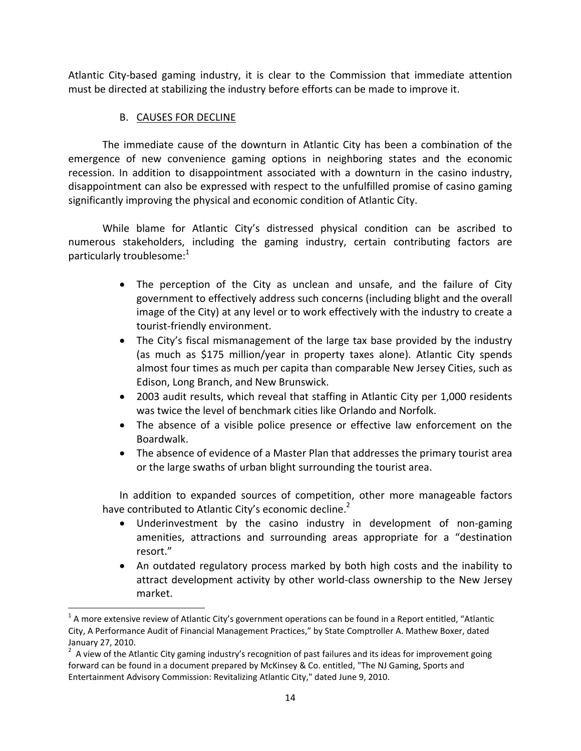Atlantic City-based gaming industry, it is clear to the Commission that immediate attention must be directed at stabilizing the industry before efforts can be made to improve it.

### B. CAUSES FOR DECLINE

The immediate cause of the downturn in Atlantic City has been a combination of the emergence of new convenience gaming options in neighboring states and the economic recession. In addition to disappointment associated with a downturn in the casino industry, disappointment can also be expressed with respect to the unfulfilled promise of casino gaming significantly improving the physical and economic condition of Atlantic City.

While blame for Atlantic City's distressed physical condition can be ascribed to numerous stakeholders, including the gaming industry, certain contributing factors are particularly troublesome:[1]

- The perception of the City as unclean and unsafe, and the failure of City government to effectively address such concerns (including blight and the overall image of the City) at any level or to work effectively with the industry to create a tourist-friendly environment.
- The City's fiscal mismanagement of the large tax base provided by the industry (as much as $175 million/year in property taxes alone). Atlantic City spends almost four times as much per capita than comparable New Jersey Cities, such as Edison, Long Branch, and New Brunswick.
- 2003 audit results, which reveal that staffing in Atlantic City per 1,000 residents was twice the level of benchmark cities like Orlando and Norfolk.
- The absence of a visible police presence or effective law enforcement on the Boardwalk.
- The absence of evidence of a Master Plan that addresses the primary tourist area or the large swaths of urban blight surrounding the tourist area.

In addition to expanded sources of competition, other more manageable factors have contributed to Atlantic City's economic decline.[2]

- Underinvestment by the casino industry in development of non-gaming amenities, attractions and surrounding areas appropriate for a "destination resort."
- An outdated regulatory process marked by both high costs and the inability to attract development activity by other world-class ownership to the New Jersey market.

[1] A more extensive review of Atlantic City's government operations can be found in a Report entitled, "Atlantic City, A Performance Audit of Financial Management Practices," by State Comptroller A. Mathew Boxer, dated January 27, 2010.

[2] A view of the Atlantic City gaming industry's recognition of past failures and its ideas for improvement going forward can be found in a document prepared by McKinsey & Co. entitled, "The NJ Gaming, Sports and Entertainment Advisory Commission: Revitalizing Atlantic City," dated June 9, 2010.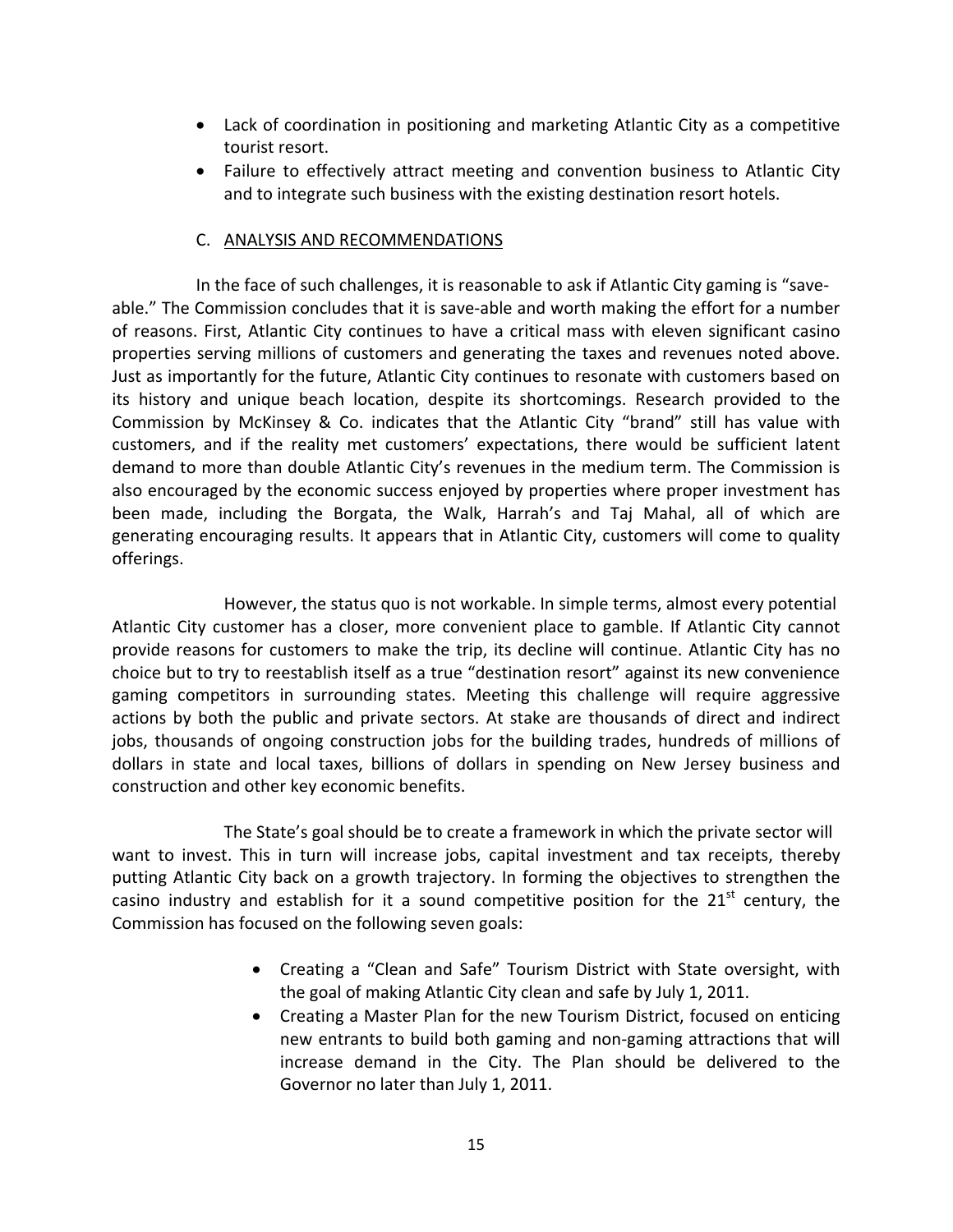- Lack of coordination in positioning and marketing Atlantic City as a competitive tourist resort.
- Failure to effectively attract meeting and convention business to Atlantic City and to integrate such business with the existing destination resort hotels.

### C. ANALYSIS AND RECOMMENDATIONS

In the face of such challenges, it is reasonable to ask if Atlantic City gaming is "save-able." The Commission concludes that it is save-able and worth making the effort for a number of reasons. First, Atlantic City continues to have a critical mass with eleven significant casino properties serving millions of customers and generating the taxes and revenues noted above. Just as importantly for the future, Atlantic City continues to resonate with customers based on its history and unique beach location, despite its shortcomings. Research provided to the Commission by McKinsey & Co. indicates that the Atlantic City "brand" still has value with customers, and if the reality met customers' expectations, there would be sufficient latent demand to more than double Atlantic City's revenues in the medium term. The Commission is also encouraged by the economic success enjoyed by properties where proper investment has been made, including the Borgata, the Walk, Harrah's and Taj Mahal, all of which are generating encouraging results. It appears that in Atlantic City, customers will come to quality offerings.

However, the status quo is not workable. In simple terms, almost every potential Atlantic City customer has a closer, more convenient place to gamble. If Atlantic City cannot provide reasons for customers to make the trip, its decline will continue. Atlantic City has no choice but to try to reestablish itself as a true "destination resort" against its new convenience gaming competitors in surrounding states. Meeting this challenge will require aggressive actions by both the public and private sectors. At stake are thousands of direct and indirect jobs, thousands of ongoing construction jobs for the building trades, hundreds of millions of dollars in state and local taxes, billions of dollars in spending on New Jersey business and construction and other key economic benefits.

The State's goal should be to create a framework in which the private sector will want to invest. This in turn will increase jobs, capital investment and tax receipts, thereby putting Atlantic City back on a growth trajectory. In forming the objectives to strengthen the casino industry and establish for it a sound competitive position for the 21st century, the Commission has focused on the following seven goals:

- Creating a "Clean and Safe" Tourism District with State oversight, with the goal of making Atlantic City clean and safe by July 1, 2011.
- Creating a Master Plan for the new Tourism District, focused on enticing new entrants to build both gaming and non-gaming attractions that will increase demand in the City. The Plan should be delivered to the Governor no later than July 1, 2011.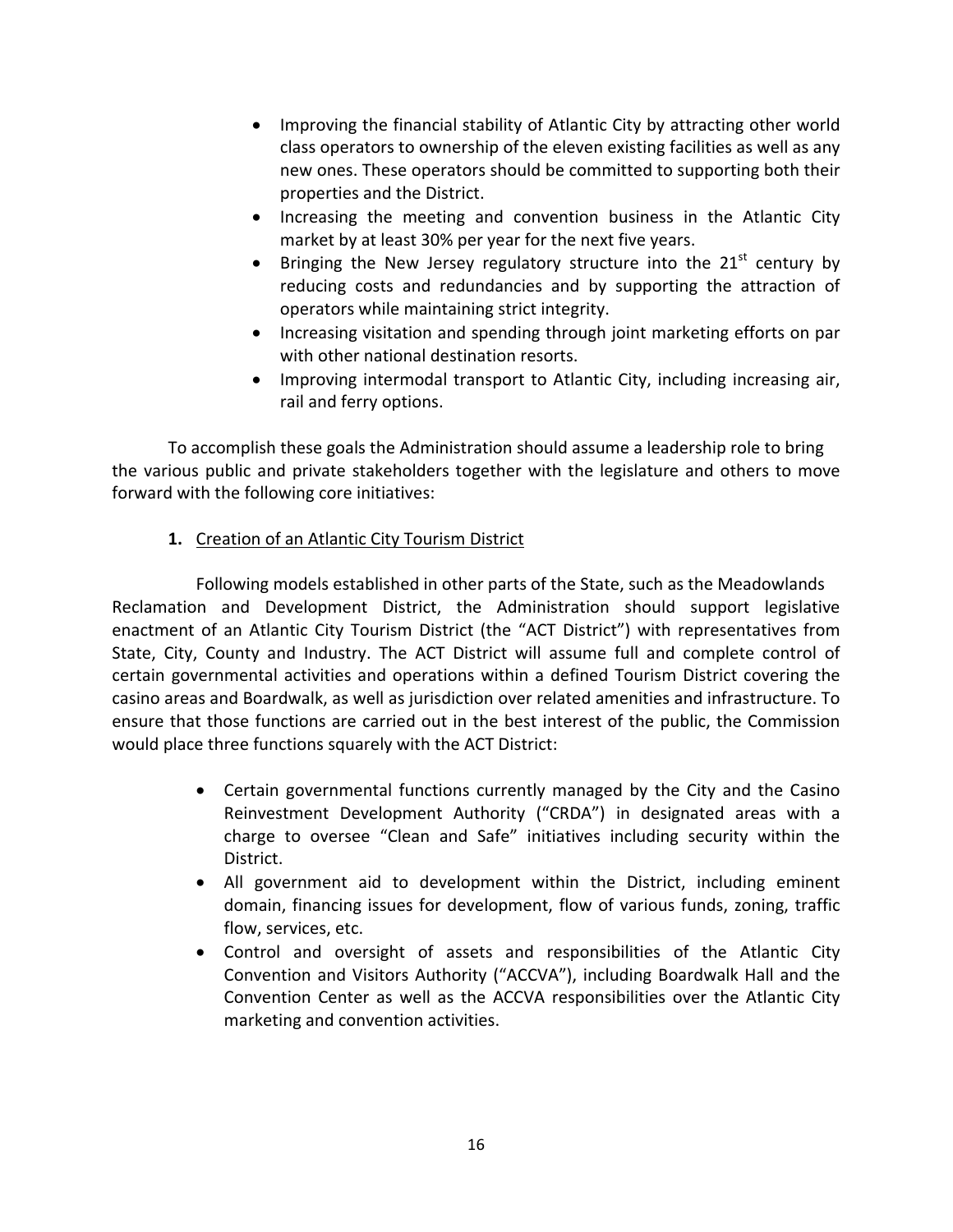- Improving the financial stability of Atlantic City by attracting other world class operators to ownership of the eleven existing facilities as well as any new ones. These operators should be committed to supporting both their properties and the District.
- Increasing the meeting and convention business in the Atlantic City market by at least 30% per year for the next five years.
- Bringing the New Jersey regulatory structure into the 21st century by reducing costs and redundancies and by supporting the attraction of operators while maintaining strict integrity.
- Increasing visitation and spending through joint marketing efforts on par with other national destination resorts.
- Improving intermodal transport to Atlantic City, including increasing air, rail and ferry options.

To accomplish these goals the Administration should assume a leadership role to bring the various public and private stakeholders together with the legislature and others to move forward with the following core initiatives:

**1.** Creation of an Atlantic City Tourism District

Following models established in other parts of the State, such as the Meadowlands Reclamation and Development District, the Administration should support legislative enactment of an Atlantic City Tourism District (the "ACT District") with representatives from State, City, County and Industry. The ACT District will assume full and complete control of certain governmental activities and operations within a defined Tourism District covering the casino areas and Boardwalk, as well as jurisdiction over related amenities and infrastructure. To ensure that those functions are carried out in the best interest of the public, the Commission would place three functions squarely with the ACT District:

- Certain governmental functions currently managed by the City and the Casino Reinvestment Development Authority ("CRDA") in designated areas with a charge to oversee "Clean and Safe" initiatives including security within the District.
- All government aid to development within the District, including eminent domain, financing issues for development, flow of various funds, zoning, traffic flow, services, etc.
- Control and oversight of assets and responsibilities of the Atlantic City Convention and Visitors Authority ("ACCVA"), including Boardwalk Hall and the Convention Center as well as the ACCVA responsibilities over the Atlantic City marketing and convention activities.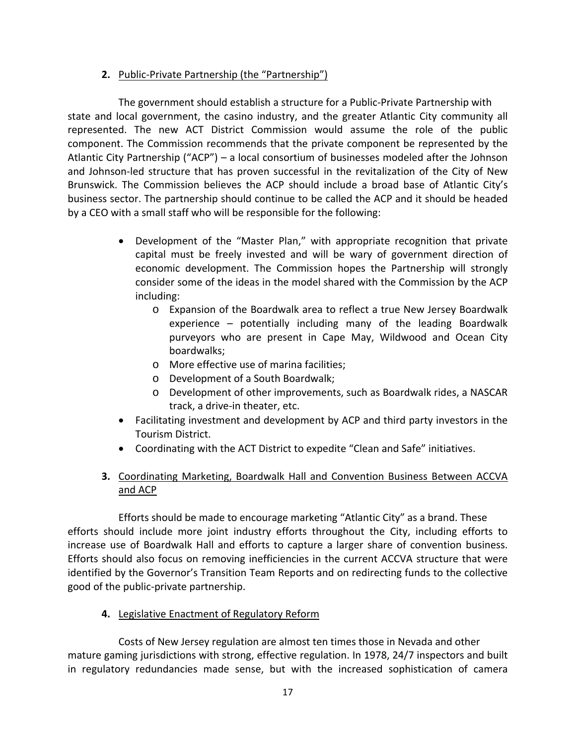**2.** Public-Private Partnership (the "Partnership")

The government should establish a structure for a Public-Private Partnership with state and local government, the casino industry, and the greater Atlantic City community all represented. The new ACT District Commission would assume the role of the public component. The Commission recommends that the private component be represented by the Atlantic City Partnership ("ACP") – a local consortium of businesses modeled after the Johnson and Johnson-led structure that has proven successful in the revitalization of the City of New Brunswick. The Commission believes the ACP should include a broad base of Atlantic City's business sector. The partnership should continue to be called the ACP and it should be headed by a CEO with a small staff who will be responsible for the following:

- Development of the "Master Plan," with appropriate recognition that private capital must be freely invested and will be wary of government direction of economic development. The Commission hopes the Partnership will strongly consider some of the ideas in the model shared with the Commission by the ACP including:
    - Expansion of the Boardwalk area to reflect a true New Jersey Boardwalk experience – potentially including many of the leading Boardwalk purveyors who are present in Cape May, Wildwood and Ocean City boardwalks;
    - More effective use of marina facilities;
    - Development of a South Boardwalk;
    - Development of other improvements, such as Boardwalk rides, a NASCAR track, a drive-in theater, etc.
- Facilitating investment and development by ACP and third party investors in the Tourism District.
- Coordinating with the ACT District to expedite "Clean and Safe" initiatives.

**3.** Coordinating Marketing, Boardwalk Hall and Convention Business Between ACCVA and ACP

Efforts should be made to encourage marketing "Atlantic City" as a brand. These efforts should include more joint industry efforts throughout the City, including efforts to increase use of Boardwalk Hall and efforts to capture a larger share of convention business. Efforts should also focus on removing inefficiencies in the current ACCVA structure that were identified by the Governor's Transition Team Reports and on redirecting funds to the collective good of the public-private partnership.

**4.** Legislative Enactment of Regulatory Reform

Costs of New Jersey regulation are almost ten times those in Nevada and other mature gaming jurisdictions with strong, effective regulation. In 1978, 24/7 inspectors and built in regulatory redundancies made sense, but with the increased sophistication of camera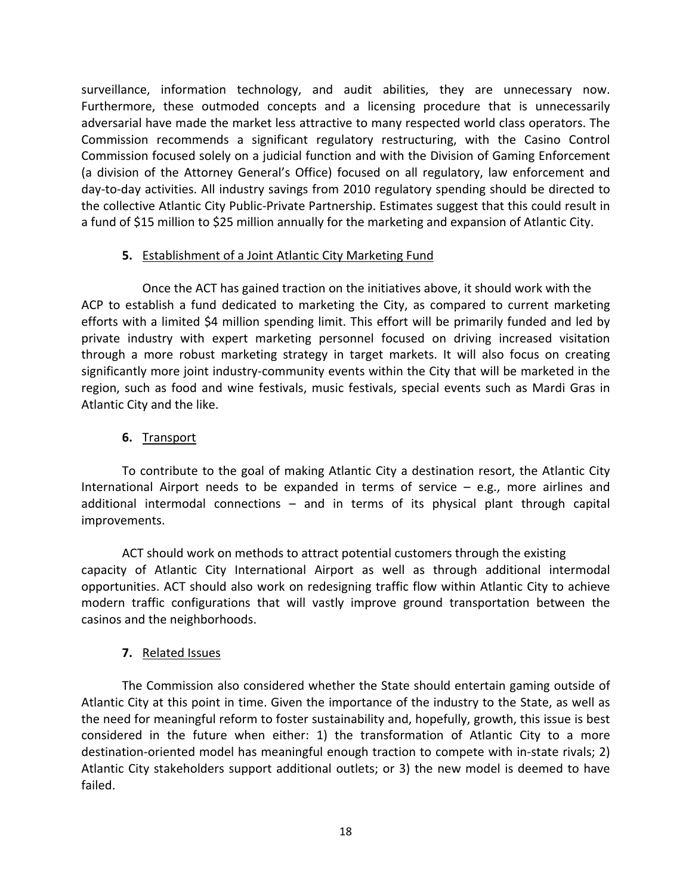surveillance, information technology, and audit abilities, they are unnecessary now. Furthermore, these outmoded concepts and a licensing procedure that is unnecessarily adversarial have made the market less attractive to many respected world class operators. The Commission recommends a significant regulatory restructuring, with the Casino Control Commission focused solely on a judicial function and with the Division of Gaming Enforcement (a division of the Attorney General's Office) focused on all regulatory, law enforcement and day-to-day activities. All industry savings from 2010 regulatory spending should be directed to the collective Atlantic City Public-Private Partnership. Estimates suggest that this could result in a fund of $15 million to $25 million annually for the marketing and expansion of Atlantic City.

**5.** Establishment of a Joint Atlantic City Marketing Fund

Once the ACT has gained traction on the initiatives above, it should work with the ACP to establish a fund dedicated to marketing the City, as compared to current marketing efforts with a limited $4 million spending limit. This effort will be primarily funded and led by private industry with expert marketing personnel focused on driving increased visitation through a more robust marketing strategy in target markets. It will also focus on creating significantly more joint industry-community events within the City that will be marketed in the region, such as food and wine festivals, music festivals, special events such as Mardi Gras in Atlantic City and the like.

**6.** Transport

To contribute to the goal of making Atlantic City a destination resort, the Atlantic City International Airport needs to be expanded in terms of service – e.g., more airlines and additional intermodal connections – and in terms of its physical plant through capital improvements.

ACT should work on methods to attract potential customers through the existing capacity of Atlantic City International Airport as well as through additional intermodal opportunities. ACT should also work on redesigning traffic flow within Atlantic City to achieve modern traffic configurations that will vastly improve ground transportation between the casinos and the neighborhoods.

**7.** Related Issues

The Commission also considered whether the State should entertain gaming outside of Atlantic City at this point in time. Given the importance of the industry to the State, as well as the need for meaningful reform to foster sustainability and, hopefully, growth, this issue is best considered in the future when either: 1) the transformation of Atlantic City to a more destination-oriented model has meaningful enough traction to compete with in-state rivals; 2) Atlantic City stakeholders support additional outlets; or 3) the new model is deemed to have failed.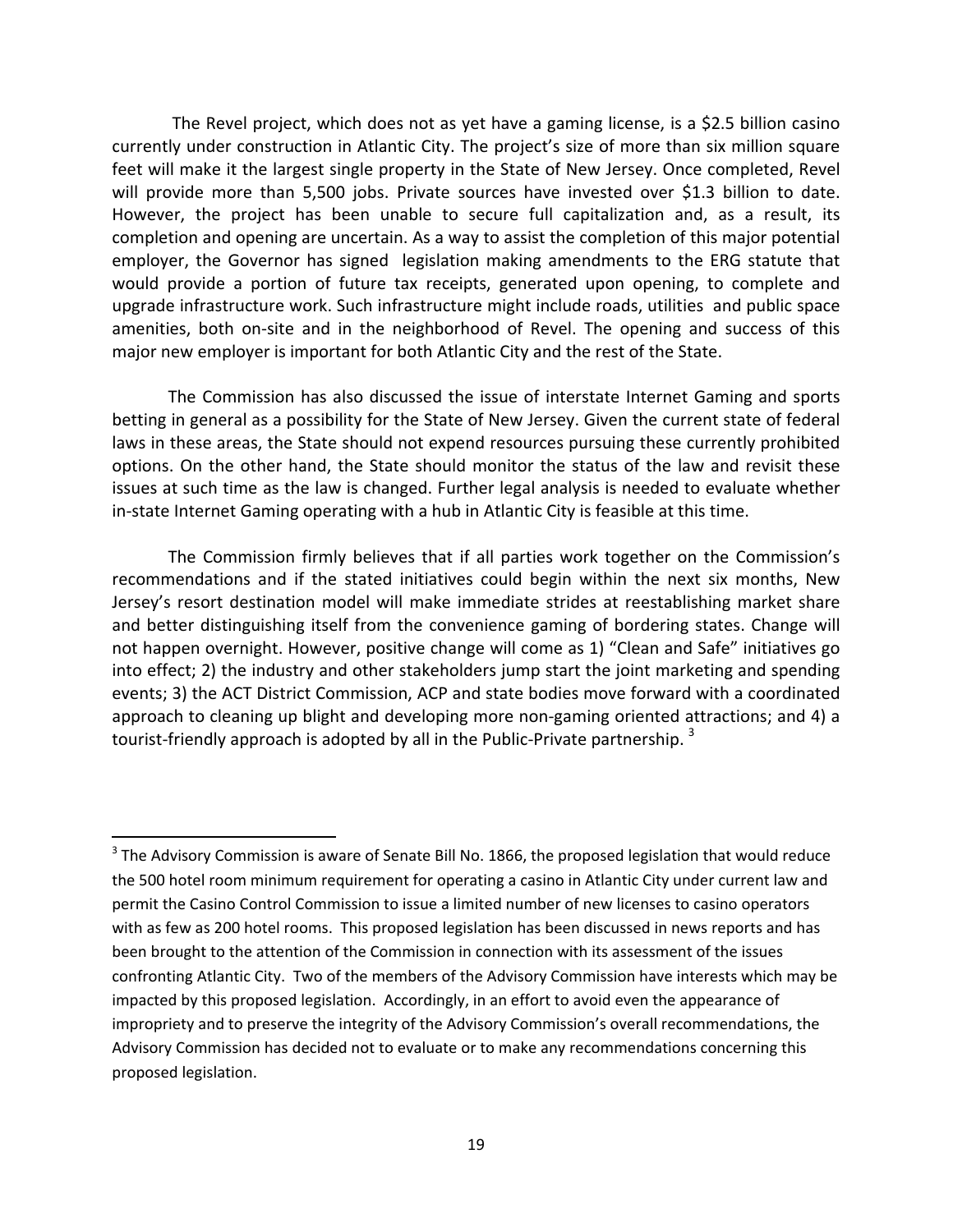The Revel project, which does not as yet have a gaming license, is a $2.5 billion casino currently under construction in Atlantic City. The project's size of more than six million square feet will make it the largest single property in the State of New Jersey. Once completed, Revel will provide more than 5,500 jobs. Private sources have invested over $1.3 billion to date. However, the project has been unable to secure full capitalization and, as a result, its completion and opening are uncertain. As a way to assist the completion of this major potential employer, the Governor has signed legislation making amendments to the ERG statute that would provide a portion of future tax receipts, generated upon opening, to complete and upgrade infrastructure work. Such infrastructure might include roads, utilities and public space amenities, both on-site and in the neighborhood of Revel. The opening and success of this major new employer is important for both Atlantic City and the rest of the State.

The Commission has also discussed the issue of interstate Internet Gaming and sports betting in general as a possibility for the State of New Jersey. Given the current state of federal laws in these areas, the State should not expend resources pursuing these currently prohibited options. On the other hand, the State should monitor the status of the law and revisit these issues at such time as the law is changed. Further legal analysis is needed to evaluate whether in-state Internet Gaming operating with a hub in Atlantic City is feasible at this time.

The Commission firmly believes that if all parties work together on the Commission's recommendations and if the stated initiatives could begin within the next six months, New Jersey's resort destination model will make immediate strides at reestablishing market share and better distinguishing itself from the convenience gaming of bordering states. Change will not happen overnight. However, positive change will come as 1) "Clean and Safe" initiatives go into effect; 2) the industry and other stakeholders jump start the joint marketing and spending events; 3) the ACT District Commission, ACP and state bodies move forward with a coordinated approach to cleaning up blight and developing more non-gaming oriented attractions; and 4) a tourist-friendly approach is adopted by all in the Public-Private partnership. [3]

---

[3] The Advisory Commission is aware of Senate Bill No. 1866, the proposed legislation that would reduce the 500 hotel room minimum requirement for operating a casino in Atlantic City under current law and permit the Casino Control Commission to issue a limited number of new licenses to casino operators with as few as 200 hotel rooms. This proposed legislation has been discussed in news reports and has been brought to the attention of the Commission in connection with its assessment of the issues confronting Atlantic City. Two of the members of the Advisory Commission have interests which may be impacted by this proposed legislation. Accordingly, in an effort to avoid even the appearance of impropriety and to preserve the integrity of the Advisory Commission's overall recommendations, the Advisory Commission has decided not to evaluate or to make any recommendations concerning this proposed legislation.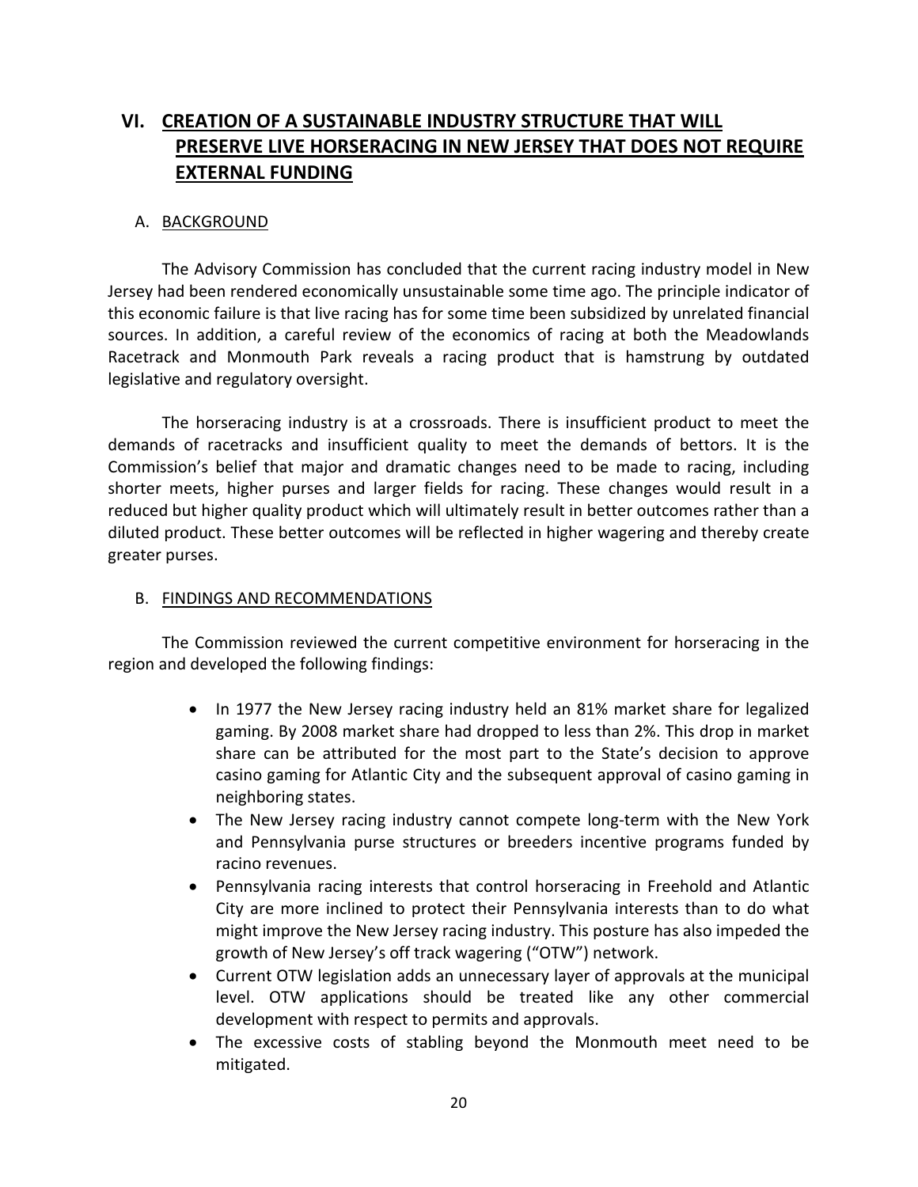# VI. CREATION OF A SUSTAINABLE INDUSTRY STRUCTURE THAT WILL PRESERVE LIVE HORSERACING IN NEW JERSEY THAT DOES NOT REQUIRE EXTERNAL FUNDING

## A. BACKGROUND

The Advisory Commission has concluded that the current racing industry model in New Jersey had been rendered economically unsustainable some time ago. The principle indicator of this economic failure is that live racing has for some time been subsidized by unrelated financial sources. In addition, a careful review of the economics of racing at both the Meadowlands Racetrack and Monmouth Park reveals a racing product that is hamstrung by outdated legislative and regulatory oversight.

The horseracing industry is at a crossroads. There is insufficient product to meet the demands of racetracks and insufficient quality to meet the demands of bettors. It is the Commission's belief that major and dramatic changes need to be made to racing, including shorter meets, higher purses and larger fields for racing. These changes would result in a reduced but higher quality product which will ultimately result in better outcomes rather than a diluted product. These better outcomes will be reflected in higher wagering and thereby create greater purses.

## B. FINDINGS AND RECOMMENDATIONS

The Commission reviewed the current competitive environment for horseracing in the region and developed the following findings:

- In 1977 the New Jersey racing industry held an 81% market share for legalized gaming. By 2008 market share had dropped to less than 2%. This drop in market share can be attributed for the most part to the State's decision to approve casino gaming for Atlantic City and the subsequent approval of casino gaming in neighboring states.
- The New Jersey racing industry cannot compete long-term with the New York and Pennsylvania purse structures or breeders incentive programs funded by racino revenues.
- Pennsylvania racing interests that control horseracing in Freehold and Atlantic City are more inclined to protect their Pennsylvania interests than to do what might improve the New Jersey racing industry. This posture has also impeded the growth of New Jersey's off track wagering ("OTW") network.
- Current OTW legislation adds an unnecessary layer of approvals at the municipal level. OTW applications should be treated like any other commercial development with respect to permits and approvals.
- The excessive costs of stabling beyond the Monmouth meet need to be mitigated.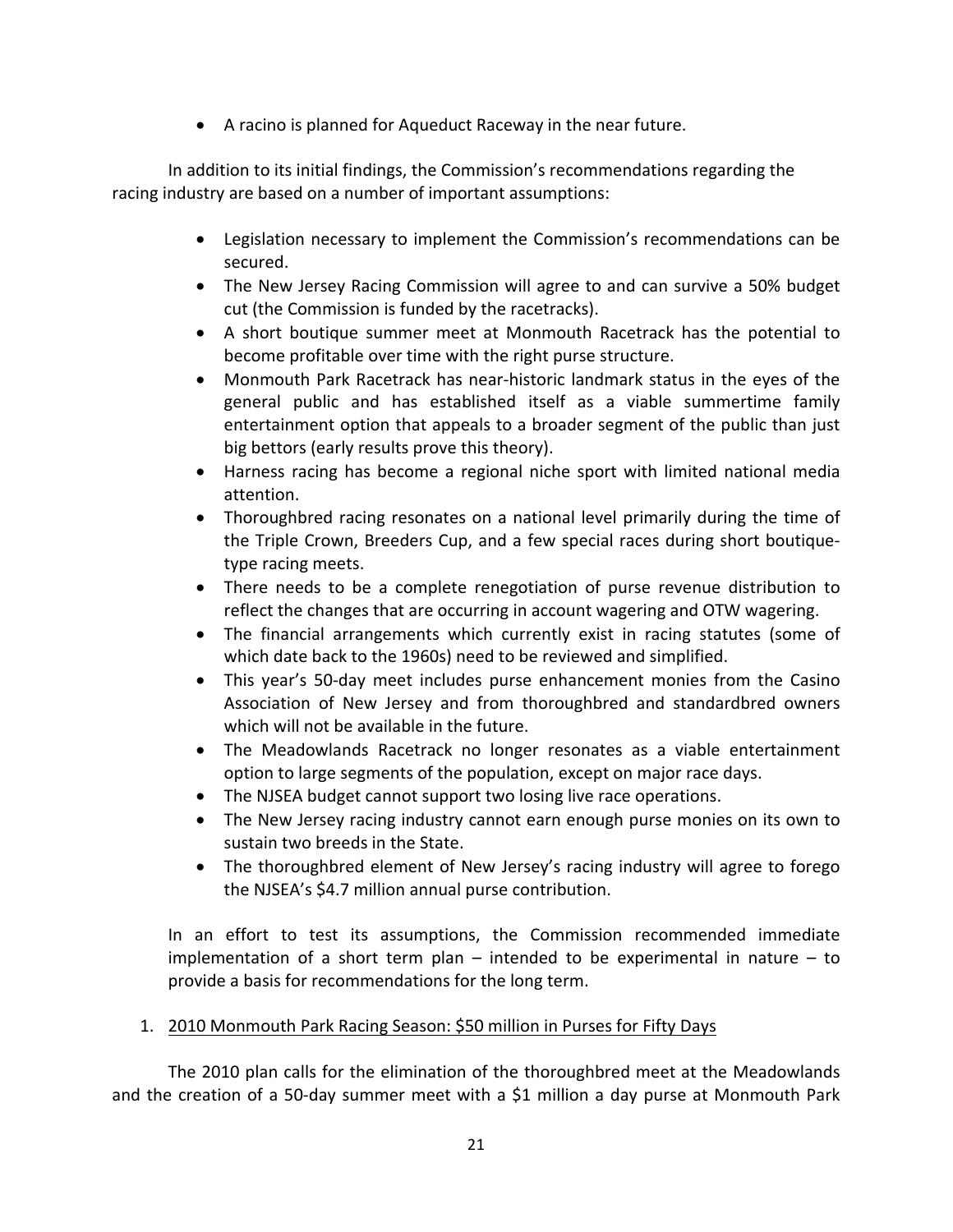- A racino is planned for Aqueduct Raceway in the near future.

In addition to its initial findings, the Commission's recommendations regarding the racing industry are based on a number of important assumptions:

- Legislation necessary to implement the Commission's recommendations can be secured.
- The New Jersey Racing Commission will agree to and can survive a 50% budget cut (the Commission is funded by the racetracks).
- A short boutique summer meet at Monmouth Racetrack has the potential to become profitable over time with the right purse structure.
- Monmouth Park Racetrack has near-historic landmark status in the eyes of the general public and has established itself as a viable summertime family entertainment option that appeals to a broader segment of the public than just big bettors (early results prove this theory).
- Harness racing has become a regional niche sport with limited national media attention.
- Thoroughbred racing resonates on a national level primarily during the time of the Triple Crown, Breeders Cup, and a few special races during short boutique-type racing meets.
- There needs to be a complete renegotiation of purse revenue distribution to reflect the changes that are occurring in account wagering and OTW wagering.
- The financial arrangements which currently exist in racing statutes (some of which date back to the 1960s) need to be reviewed and simplified.
- This year's 50-day meet includes purse enhancement monies from the Casino Association of New Jersey and from thoroughbred and standardbred owners which will not be available in the future.
- The Meadowlands Racetrack no longer resonates as a viable entertainment option to large segments of the population, except on major race days.
- The NJSEA budget cannot support two losing live race operations.
- The New Jersey racing industry cannot earn enough purse monies on its own to sustain two breeds in the State.
- The thoroughbred element of New Jersey's racing industry will agree to forego the NJSEA's $4.7 million annual purse contribution.

In an effort to test its assumptions, the Commission recommended immediate implementation of a short term plan – intended to be experimental in nature – to provide a basis for recommendations for the long term.

1. <u>2010 Monmouth Park Racing Season: $50 million in Purses for Fifty Days</u>

The 2010 plan calls for the elimination of the thoroughbred meet at the Meadowlands and the creation of a 50-day summer meet with a $1 million a day purse at Monmouth Park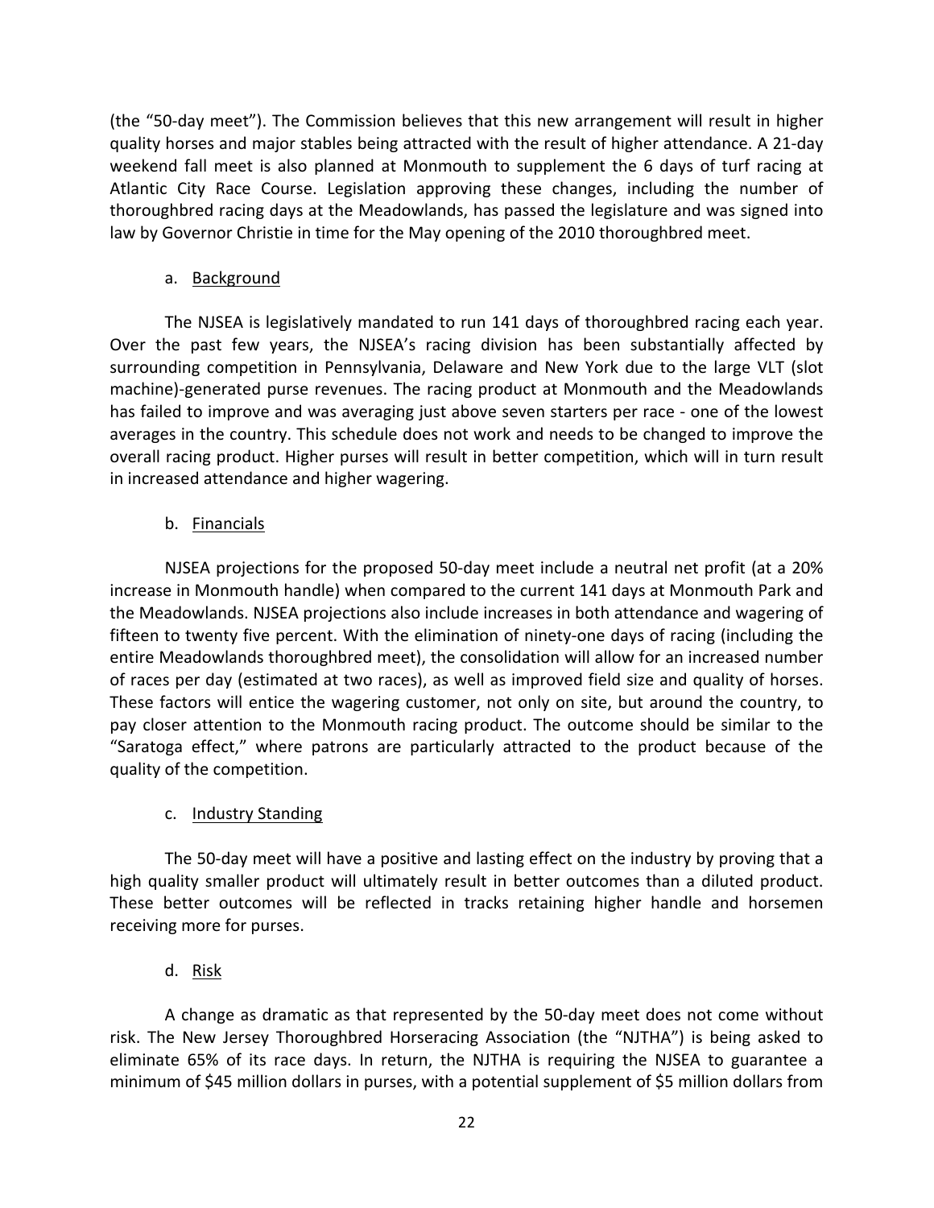(the "50-day meet"). The Commission believes that this new arrangement will result in higher quality horses and major stables being attracted with the result of higher attendance. A 21-day weekend fall meet is also planned at Monmouth to supplement the 6 days of turf racing at Atlantic City Race Course. Legislation approving these changes, including the number of thoroughbred racing days at the Meadowlands, has passed the legislature and was signed into law by Governor Christie in time for the May opening of the 2010 thoroughbred meet.

a. Background

The NJSEA is legislatively mandated to run 141 days of thoroughbred racing each year. Over the past few years, the NJSEA's racing division has been substantially affected by surrounding competition in Pennsylvania, Delaware and New York due to the large VLT (slot machine)-generated purse revenues. The racing product at Monmouth and the Meadowlands has failed to improve and was averaging just above seven starters per race - one of the lowest averages in the country. This schedule does not work and needs to be changed to improve the overall racing product. Higher purses will result in better competition, which will in turn result in increased attendance and higher wagering.

b. Financials

NJSEA projections for the proposed 50-day meet include a neutral net profit (at a 20% increase in Monmouth handle) when compared to the current 141 days at Monmouth Park and the Meadowlands. NJSEA projections also include increases in both attendance and wagering of fifteen to twenty five percent. With the elimination of ninety-one days of racing (including the entire Meadowlands thoroughbred meet), the consolidation will allow for an increased number of races per day (estimated at two races), as well as improved field size and quality of horses. These factors will entice the wagering customer, not only on site, but around the country, to pay closer attention to the Monmouth racing product. The outcome should be similar to the "Saratoga effect," where patrons are particularly attracted to the product because of the quality of the competition.

c. Industry Standing

The 50-day meet will have a positive and lasting effect on the industry by proving that a high quality smaller product will ultimately result in better outcomes than a diluted product. These better outcomes will be reflected in tracks retaining higher handle and horsemen receiving more for purses.

d. Risk

A change as dramatic as that represented by the 50-day meet does not come without risk. The New Jersey Thoroughbred Horseracing Association (the "NJTHA") is being asked to eliminate 65% of its race days. In return, the NJTHA is requiring the NJSEA to guarantee a minimum of $45 million dollars in purses, with a potential supplement of $5 million dollars from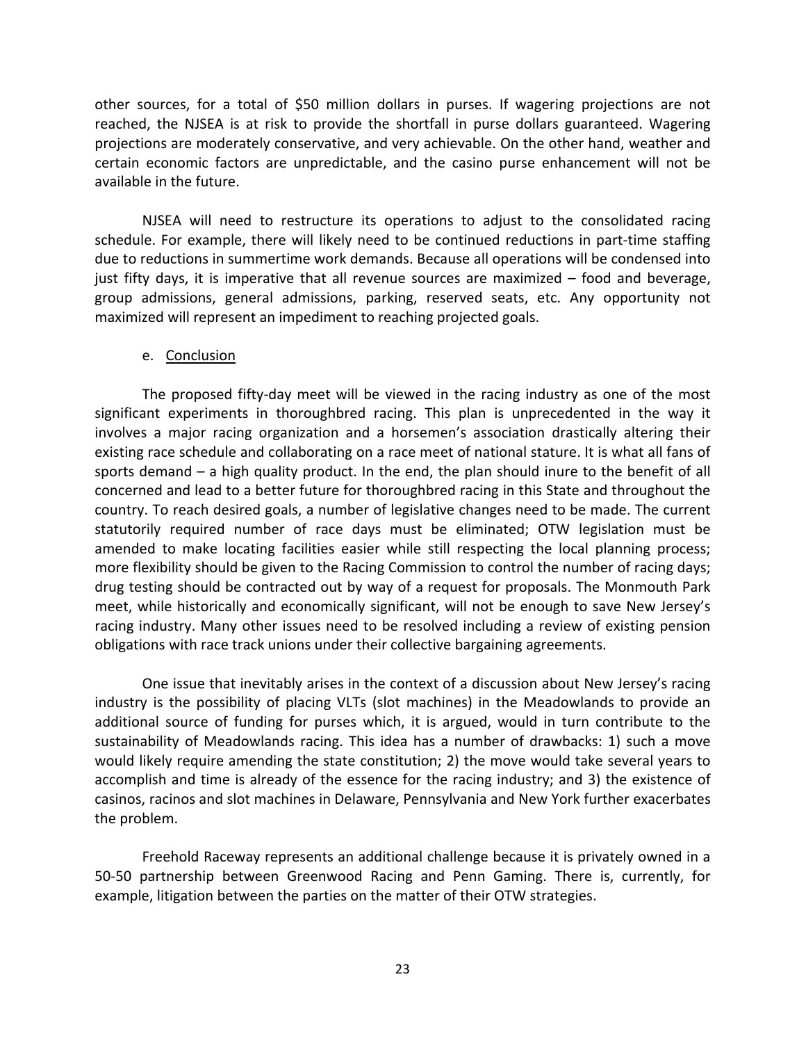other sources, for a total of $50 million dollars in purses. If wagering projections are not reached, the NJSEA is at risk to provide the shortfall in purse dollars guaranteed. Wagering projections are moderately conservative, and very achievable. On the other hand, weather and certain economic factors are unpredictable, and the casino purse enhancement will not be available in the future.

NJSEA will need to restructure its operations to adjust to the consolidated racing schedule. For example, there will likely need to be continued reductions in part-time staffing due to reductions in summertime work demands. Because all operations will be condensed into just fifty days, it is imperative that all revenue sources are maximized – food and beverage, group admissions, general admissions, parking, reserved seats, etc. Any opportunity not maximized will represent an impediment to reaching projected goals.

e. <u>Conclusion</u>

The proposed fifty-day meet will be viewed in the racing industry as one of the most significant experiments in thoroughbred racing. This plan is unprecedented in the way it involves a major racing organization and a horsemen's association drastically altering their existing race schedule and collaborating on a race meet of national stature. It is what all fans of sports demand – a high quality product. In the end, the plan should inure to the benefit of all concerned and lead to a better future for thoroughbred racing in this State and throughout the country. To reach desired goals, a number of legislative changes need to be made. The current statutorily required number of race days must be eliminated; OTW legislation must be amended to make locating facilities easier while still respecting the local planning process; more flexibility should be given to the Racing Commission to control the number of racing days; drug testing should be contracted out by way of a request for proposals. The Monmouth Park meet, while historically and economically significant, will not be enough to save New Jersey's racing industry. Many other issues need to be resolved including a review of existing pension obligations with race track unions under their collective bargaining agreements.

One issue that inevitably arises in the context of a discussion about New Jersey's racing industry is the possibility of placing VLTs (slot machines) in the Meadowlands to provide an additional source of funding for purses which, it is argued, would in turn contribute to the sustainability of Meadowlands racing. This idea has a number of drawbacks: 1) such a move would likely require amending the state constitution; 2) the move would take several years to accomplish and time is already of the essence for the racing industry; and 3) the existence of casinos, racinos and slot machines in Delaware, Pennsylvania and New York further exacerbates the problem.

Freehold Raceway represents an additional challenge because it is privately owned in a 50-50 partnership between Greenwood Racing and Penn Gaming. There is, currently, for example, litigation between the parties on the matter of their OTW strategies.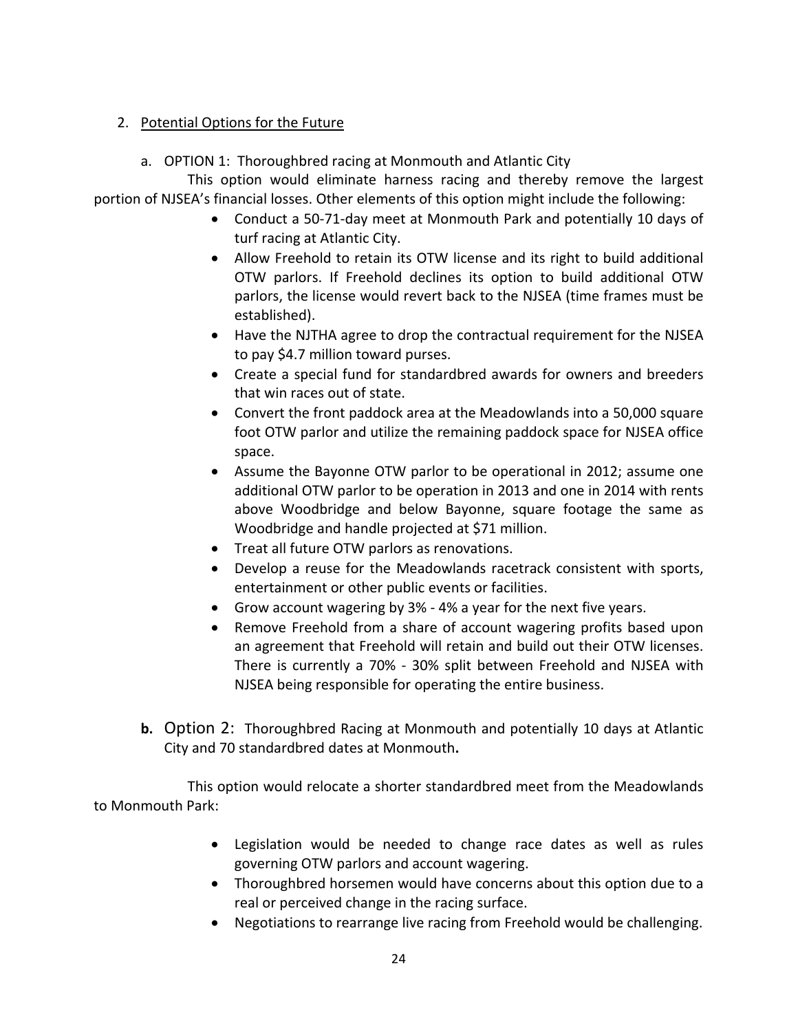2. Potential Options for the Future

   a. OPTION 1: Thoroughbred racing at Monmouth and Atlantic City

This option would eliminate harness racing and thereby remove the largest portion of NJSEA's financial losses. Other elements of this option might include the following:

- Conduct a 50-71-day meet at Monmouth Park and potentially 10 days of turf racing at Atlantic City.
- Allow Freehold to retain its OTW license and its right to build additional OTW parlors. If Freehold declines its option to build additional OTW parlors, the license would revert back to the NJSEA (time frames must be established).
- Have the NJTHA agree to drop the contractual requirement for the NJSEA to pay $4.7 million toward purses.
- Create a special fund for standardbred awards for owners and breeders that win races out of state.
- Convert the front paddock area at the Meadowlands into a 50,000 square foot OTW parlor and utilize the remaining paddock space for NJSEA office space.
- Assume the Bayonne OTW parlor to be operational in 2012; assume one additional OTW parlor to be operation in 2013 and one in 2014 with rents above Woodbridge and below Bayonne, square footage the same as Woodbridge and handle projected at $71 million.
- Treat all future OTW parlors as renovations.
- Develop a reuse for the Meadowlands racetrack consistent with sports, entertainment or other public events or facilities.
- Grow account wagering by 3% - 4% a year for the next five years.
- Remove Freehold from a share of account wagering profits based upon an agreement that Freehold will retain and build out their OTW licenses. There is currently a 70% - 30% split between Freehold and NJSEA with NJSEA being responsible for operating the entire business.

   **b.** Option 2: Thoroughbred Racing at Monmouth and potentially 10 days at Atlantic City and 70 standardbred dates at Monmouth**.**

This option would relocate a shorter standardbred meet from the Meadowlands to Monmouth Park:

- Legislation would be needed to change race dates as well as rules governing OTW parlors and account wagering.
- Thoroughbred horsemen would have concerns about this option due to a real or perceived change in the racing surface.
- Negotiations to rearrange live racing from Freehold would be challenging.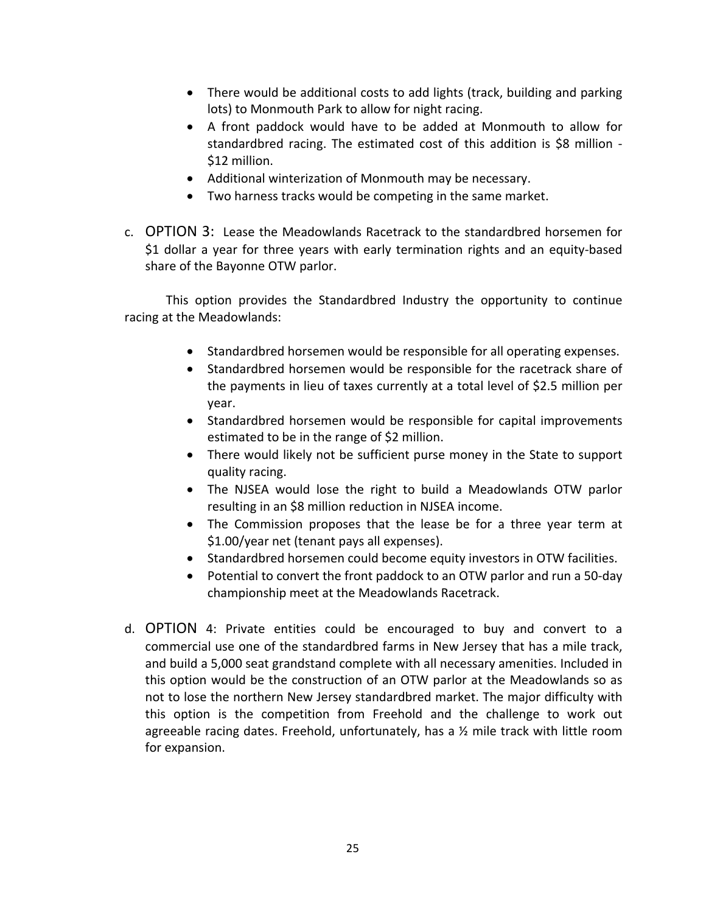- There would be additional costs to add lights (track, building and parking lots) to Monmouth Park to allow for night racing.
- A front paddock would have to be added at Monmouth to allow for standardbred racing. The estimated cost of this addition is $8 million - $12 million.
- Additional winterization of Monmouth may be necessary.
- Two harness tracks would be competing in the same market.

c. OPTION 3: Lease the Meadowlands Racetrack to the standardbred horsemen for $1 dollar a year for three years with early termination rights and an equity-based share of the Bayonne OTW parlor.

This option provides the Standardbred Industry the opportunity to continue racing at the Meadowlands:

- Standardbred horsemen would be responsible for all operating expenses.
- Standardbred horsemen would be responsible for the racetrack share of the payments in lieu of taxes currently at a total level of $2.5 million per year.
- Standardbred horsemen would be responsible for capital improvements estimated to be in the range of $2 million.
- There would likely not be sufficient purse money in the State to support quality racing.
- The NJSEA would lose the right to build a Meadowlands OTW parlor resulting in an $8 million reduction in NJSEA income.
- The Commission proposes that the lease be for a three year term at $1.00/year net (tenant pays all expenses).
- Standardbred horsemen could become equity investors in OTW facilities.
- Potential to convert the front paddock to an OTW parlor and run a 50-day championship meet at the Meadowlands Racetrack.

d. OPTION 4: Private entities could be encouraged to buy and convert to a commercial use one of the standardbred farms in New Jersey that has a mile track, and build a 5,000 seat grandstand complete with all necessary amenities. Included in this option would be the construction of an OTW parlor at the Meadowlands so as not to lose the northern New Jersey standardbred market. The major difficulty with this option is the competition from Freehold and the challenge to work out agreeable racing dates. Freehold, unfortunately, has a ½ mile track with little room for expansion.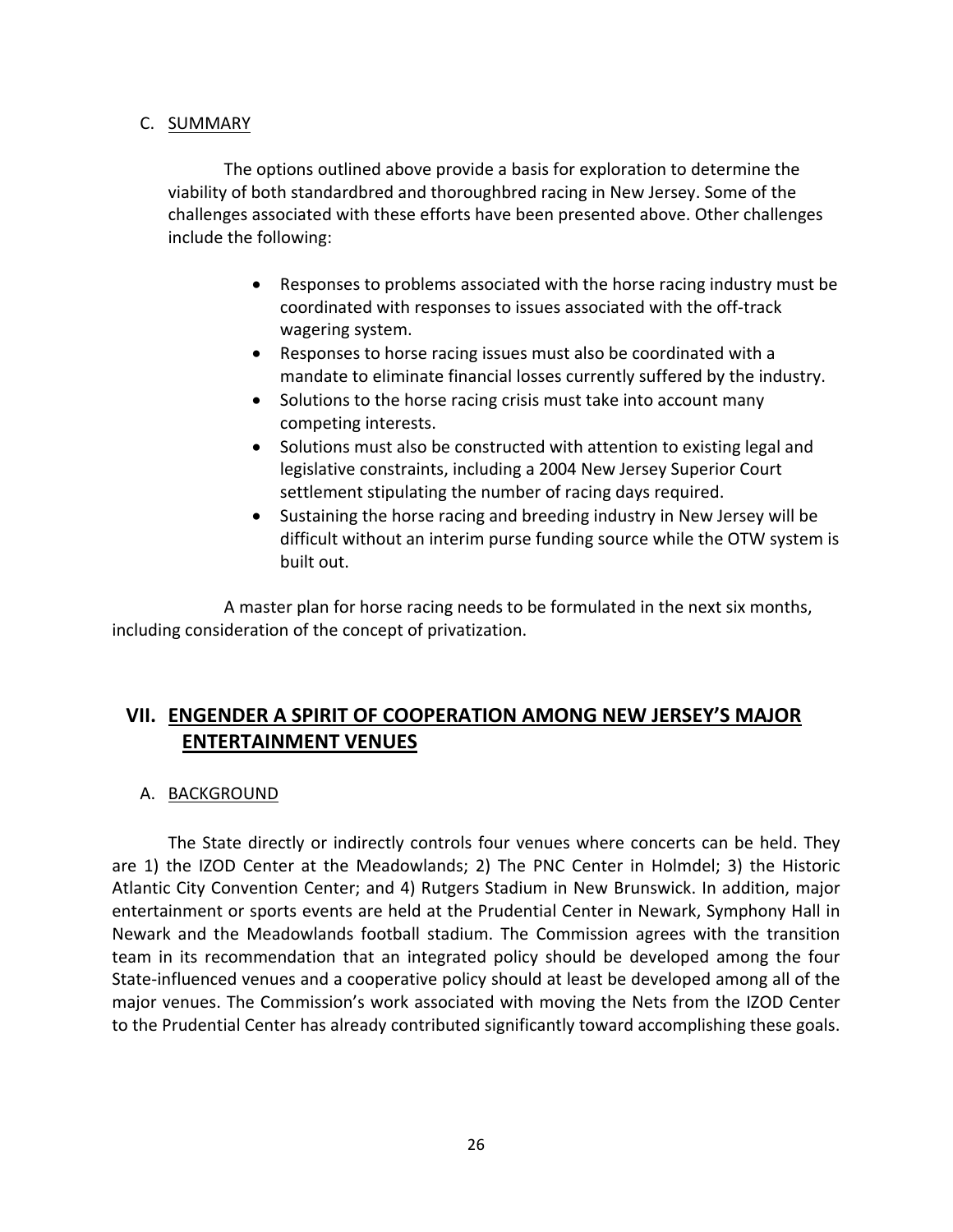### C. SUMMARY

The options outlined above provide a basis for exploration to determine the viability of both standardbred and thoroughbred racing in New Jersey. Some of the challenges associated with these efforts have been presented above. Other challenges include the following:

- Responses to problems associated with the horse racing industry must be coordinated with responses to issues associated with the off-track wagering system.
- Responses to horse racing issues must also be coordinated with a mandate to eliminate financial losses currently suffered by the industry.
- Solutions to the horse racing crisis must take into account many competing interests.
- Solutions must also be constructed with attention to existing legal and legislative constraints, including a 2004 New Jersey Superior Court settlement stipulating the number of racing days required.
- Sustaining the horse racing and breeding industry in New Jersey will be difficult without an interim purse funding source while the OTW system is built out.

A master plan for horse racing needs to be formulated in the next six months, including consideration of the concept of privatization.

## VII. ENGENDER A SPIRIT OF COOPERATION AMONG NEW JERSEY'S MAJOR ENTERTAINMENT VENUES

### A. BACKGROUND

The State directly or indirectly controls four venues where concerts can be held. They are 1) the IZOD Center at the Meadowlands; 2) The PNC Center in Holmdel; 3) the Historic Atlantic City Convention Center; and 4) Rutgers Stadium in New Brunswick. In addition, major entertainment or sports events are held at the Prudential Center in Newark, Symphony Hall in Newark and the Meadowlands football stadium. The Commission agrees with the transition team in its recommendation that an integrated policy should be developed among the four State-influenced venues and a cooperative policy should at least be developed among all of the major venues. The Commission's work associated with moving the Nets from the IZOD Center to the Prudential Center has already contributed significantly toward accomplishing these goals.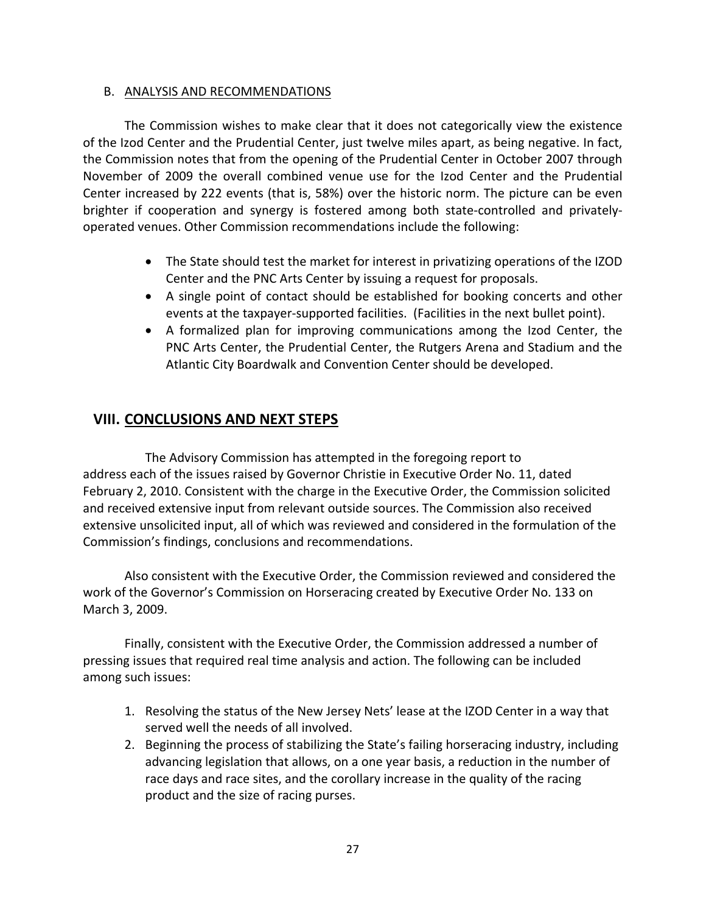B. ANALYSIS AND RECOMMENDATIONS

The Commission wishes to make clear that it does not categorically view the existence of the Izod Center and the Prudential Center, just twelve miles apart, as being negative. In fact, the Commission notes that from the opening of the Prudential Center in October 2007 through November of 2009 the overall combined venue use for the Izod Center and the Prudential Center increased by 222 events (that is, 58%) over the historic norm. The picture can be even brighter if cooperation and synergy is fostered among both state-controlled and privately-operated venues. Other Commission recommendations include the following:

- The State should test the market for interest in privatizing operations of the IZOD Center and the PNC Arts Center by issuing a request for proposals.
- A single point of contact should be established for booking concerts and other events at the taxpayer-supported facilities. (Facilities in the next bullet point).
- A formalized plan for improving communications among the Izod Center, the PNC Arts Center, the Prudential Center, the Rutgers Arena and Stadium and the Atlantic City Boardwalk and Convention Center should be developed.

## VIII. CONCLUSIONS AND NEXT STEPS

The Advisory Commission has attempted in the foregoing report to address each of the issues raised by Governor Christie in Executive Order No. 11, dated February 2, 2010. Consistent with the charge in the Executive Order, the Commission solicited and received extensive input from relevant outside sources. The Commission also received extensive unsolicited input, all of which was reviewed and considered in the formulation of the Commission's findings, conclusions and recommendations.

Also consistent with the Executive Order, the Commission reviewed and considered the work of the Governor's Commission on Horseracing created by Executive Order No. 133 on March 3, 2009.

Finally, consistent with the Executive Order, the Commission addressed a number of pressing issues that required real time analysis and action. The following can be included among such issues:

1. Resolving the status of the New Jersey Nets' lease at the IZOD Center in a way that served well the needs of all involved.
2. Beginning the process of stabilizing the State's failing horseracing industry, including advancing legislation that allows, on a one year basis, a reduction in the number of race days and race sites, and the corollary increase in the quality of the racing product and the size of racing purses.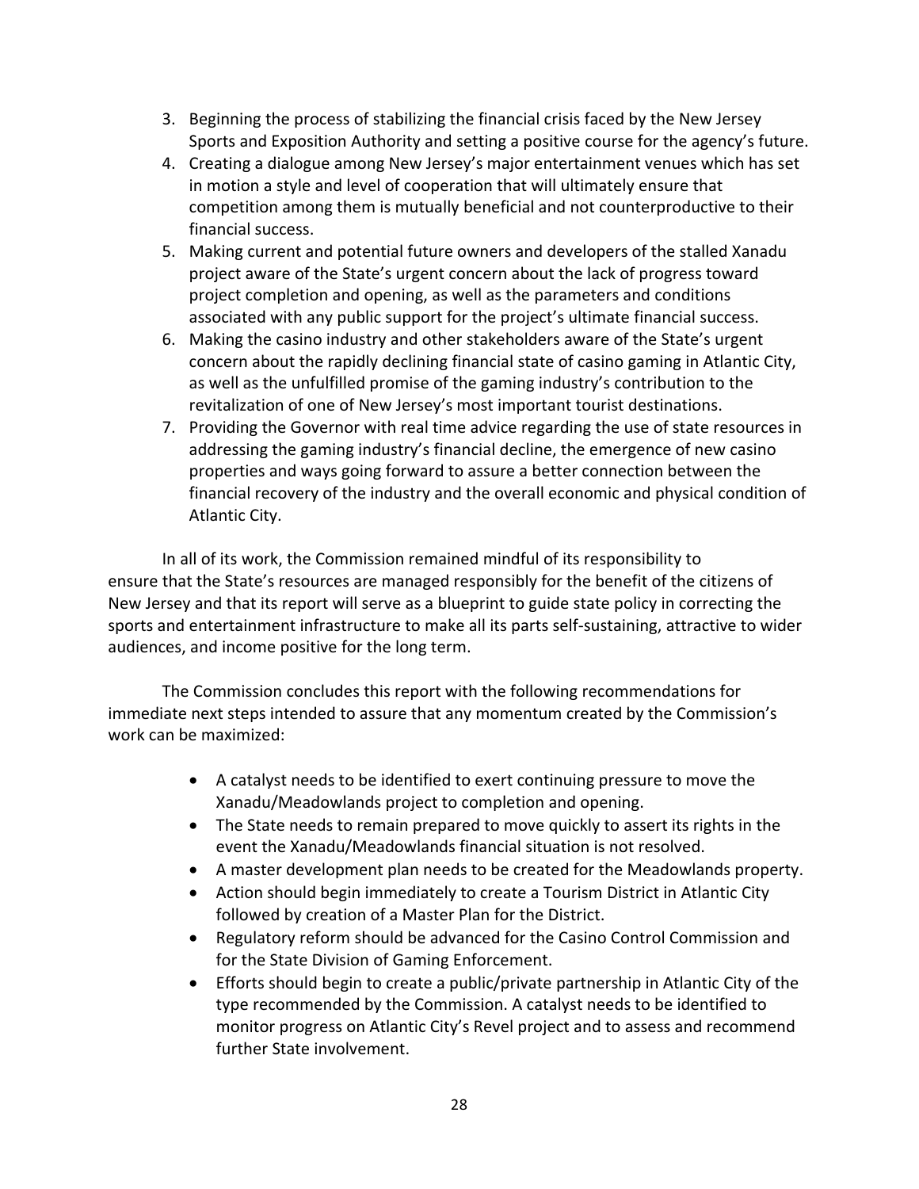3. Beginning the process of stabilizing the financial crisis faced by the New Jersey Sports and Exposition Authority and setting a positive course for the agency's future.
4. Creating a dialogue among New Jersey's major entertainment venues which has set in motion a style and level of cooperation that will ultimately ensure that competition among them is mutually beneficial and not counterproductive to their financial success.
5. Making current and potential future owners and developers of the stalled Xanadu project aware of the State's urgent concern about the lack of progress toward project completion and opening, as well as the parameters and conditions associated with any public support for the project's ultimate financial success.
6. Making the casino industry and other stakeholders aware of the State's urgent concern about the rapidly declining financial state of casino gaming in Atlantic City, as well as the unfulfilled promise of the gaming industry's contribution to the revitalization of one of New Jersey's most important tourist destinations.
7. Providing the Governor with real time advice regarding the use of state resources in addressing the gaming industry's financial decline, the emergence of new casino properties and ways going forward to assure a better connection between the financial recovery of the industry and the overall economic and physical condition of Atlantic City.

In all of its work, the Commission remained mindful of its responsibility to ensure that the State's resources are managed responsibly for the benefit of the citizens of New Jersey and that its report will serve as a blueprint to guide state policy in correcting the sports and entertainment infrastructure to make all its parts self-sustaining, attractive to wider audiences, and income positive for the long term.

The Commission concludes this report with the following recommendations for immediate next steps intended to assure that any momentum created by the Commission's work can be maximized:

- A catalyst needs to be identified to exert continuing pressure to move the Xanadu/Meadowlands project to completion and opening.
- The State needs to remain prepared to move quickly to assert its rights in the event the Xanadu/Meadowlands financial situation is not resolved.
- A master development plan needs to be created for the Meadowlands property.
- Action should begin immediately to create a Tourism District in Atlantic City followed by creation of a Master Plan for the District.
- Regulatory reform should be advanced for the Casino Control Commission and for the State Division of Gaming Enforcement.
- Efforts should begin to create a public/private partnership in Atlantic City of the type recommended by the Commission. A catalyst needs to be identified to monitor progress on Atlantic City's Revel project and to assess and recommend further State involvement.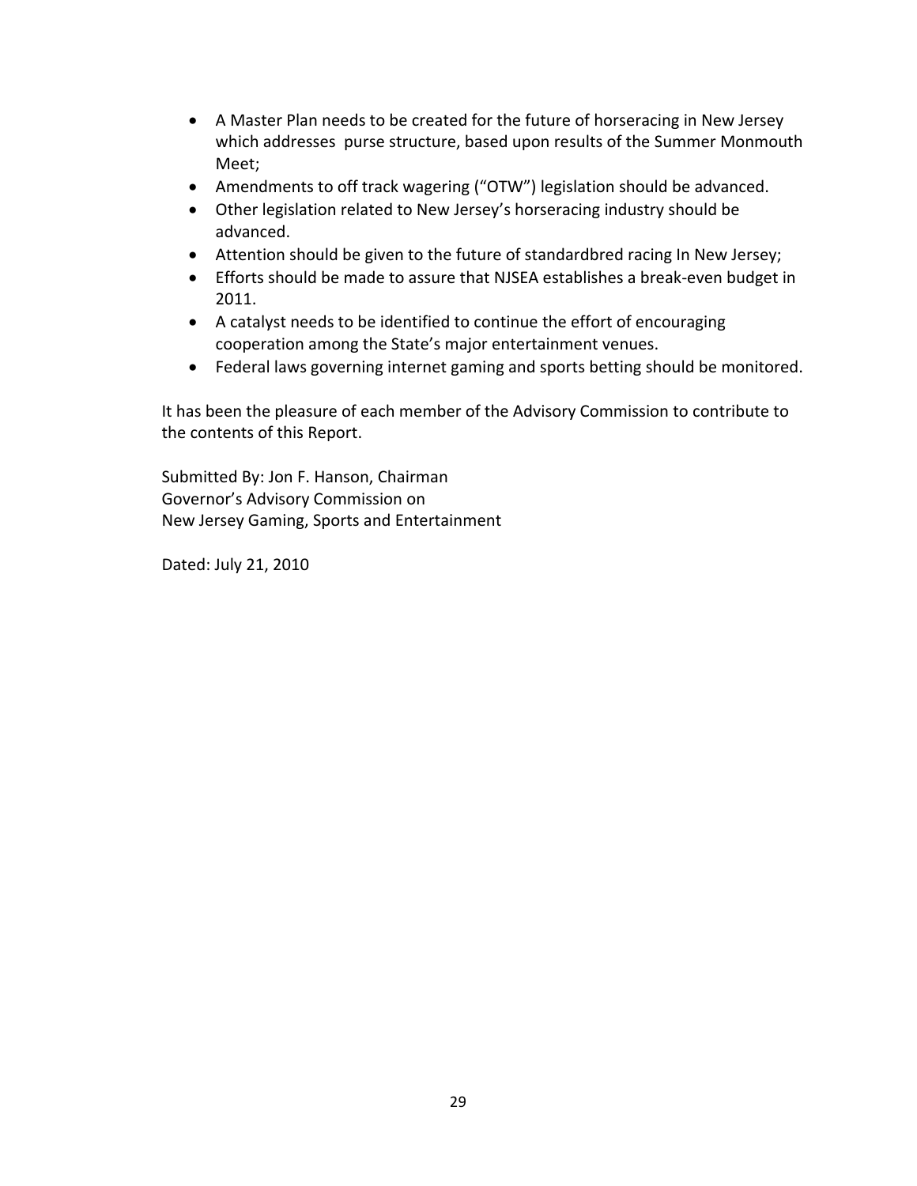- A Master Plan needs to be created for the future of horseracing in New Jersey which addresses purse structure, based upon results of the Summer Monmouth Meet;
- Amendments to off track wagering ("OTW") legislation should be advanced.
- Other legislation related to New Jersey's horseracing industry should be advanced.
- Attention should be given to the future of standardbred racing In New Jersey;
- Efforts should be made to assure that NJSEA establishes a break-even budget in 2011.
- A catalyst needs to be identified to continue the effort of encouraging cooperation among the State's major entertainment venues.
- Federal laws governing internet gaming and sports betting should be monitored.

It has been the pleasure of each member of the Advisory Commission to contribute to the contents of this Report.

Submitted By: Jon F. Hanson, Chairman
Governor's Advisory Commission on
New Jersey Gaming, Sports and Entertainment

Dated: July 21, 2010